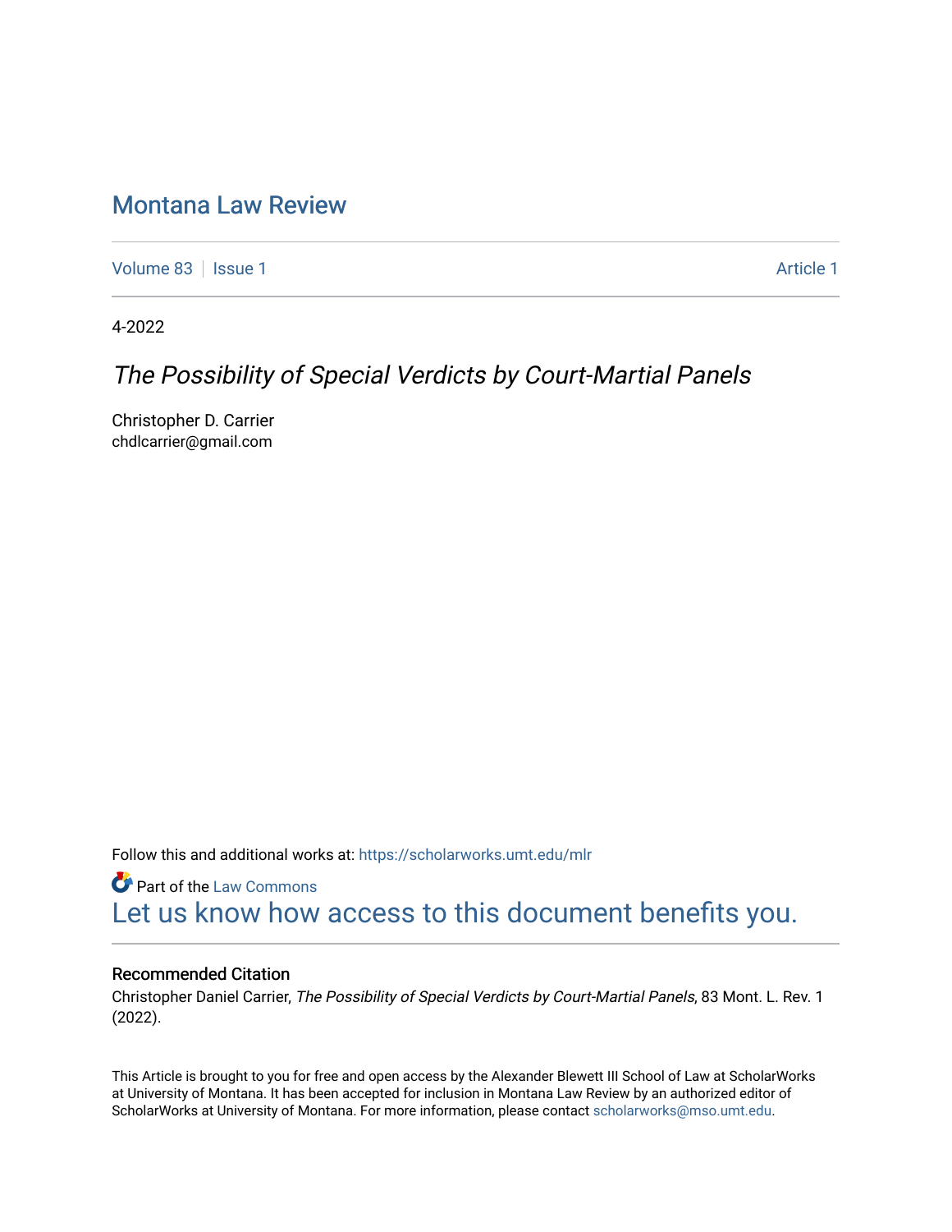# Montana Law Review

Volume 83 | Issue 1 | Article 1

4-2022

## *The Possibility of Special Verdicts by Court-Martial Panels*

Christopher D. Carrier
chdlcarrier@gmail.com

Follow this and additional works at: https://scholarworks.umt.edu/mlr

Part of the Law Commons

Let us know how access to this document benefits you.

### Recommended Citation

Christopher Daniel Carrier, *The Possibility of Special Verdicts by Court-Martial Panels*, 83 Mont. L. Rev. 1 (2022).

This Article is brought to you for free and open access by the Alexander Blewett III School of Law at ScholarWorks at University of Montana. It has been accepted for inclusion in Montana Law Review by an authorized editor of ScholarWorks at University of Montana. For more information, please contact scholarworks@mso.umt.edu.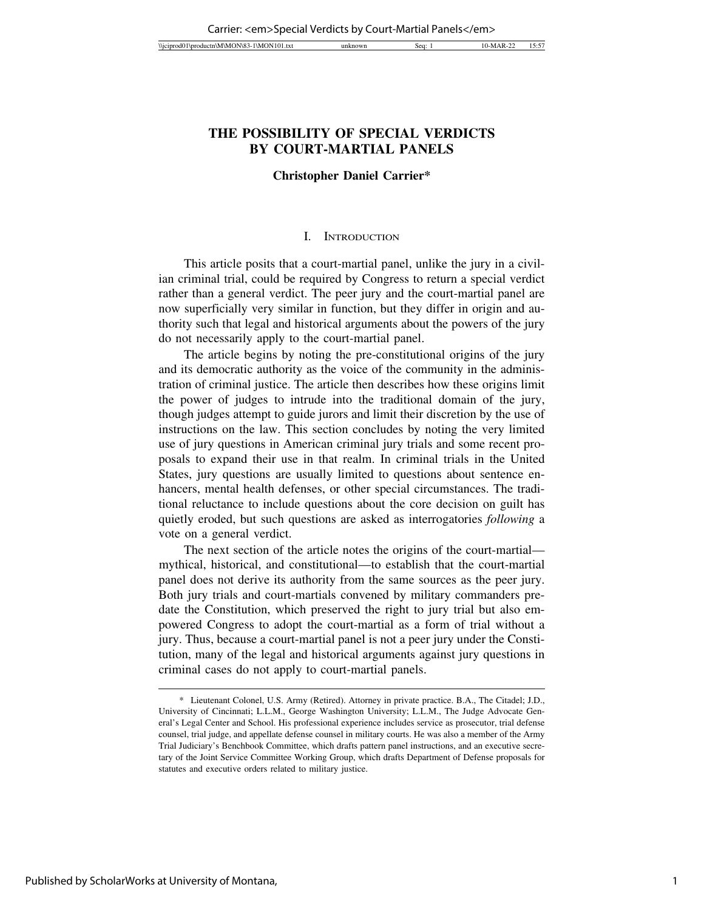# THE POSSIBILITY OF SPECIAL VERDICTS BY COURT-MARTIAL PANELS

**Christopher Daniel Carrier***

## I. Introduction

This article posits that a court-martial panel, unlike the jury in a civilian criminal trial, could be required by Congress to return a special verdict rather than a general verdict. The peer jury and the court-martial panel are now superficially very similar in function, but they differ in origin and authority such that legal and historical arguments about the powers of the jury do not necessarily apply to the court-martial panel.

The article begins by noting the pre-constitutional origins of the jury and its democratic authority as the voice of the community in the administration of criminal justice. The article then describes how these origins limit the power of judges to intrude into the traditional domain of the jury, though judges attempt to guide jurors and limit their discretion by the use of instructions on the law. This section concludes by noting the very limited use of jury questions in American criminal jury trials and some recent proposals to expand their use in that realm. In criminal trials in the United States, jury questions are usually limited to questions about sentence enhancers, mental health defenses, or other special circumstances. The traditional reluctance to include questions about the core decision on guilt has quietly eroded, but such questions are asked as interrogatories *following* a vote on a general verdict.

The next section of the article notes the origins of the court-martial—mythical, historical, and constitutional—to establish that the court-martial panel does not derive its authority from the same sources as the peer jury. Both jury trials and court-martials convened by military commanders predate the Constitution, which preserved the right to jury trial but also empowered Congress to adopt the court-martial as a form of trial without a jury. Thus, because a court-martial panel is not a peer jury under the Constitution, many of the legal and historical arguments against jury questions in criminal cases do not apply to court-martial panels.

---

* Lieutenant Colonel, U.S. Army (Retired). Attorney in private practice. B.A., The Citadel; J.D., University of Cincinnati; L.L.M., George Washington University; L.L.M., The Judge Advocate General's Legal Center and School. His professional experience includes service as prosecutor, trial defense counsel, trial judge, and appellate defense counsel in military courts. He was also a member of the Army Trial Judiciary's Benchbook Committee, which drafts pattern panel instructions, and an executive secretary of the Joint Service Committee Working Group, which drafts Department of Defense proposals for statutes and executive orders related to military justice.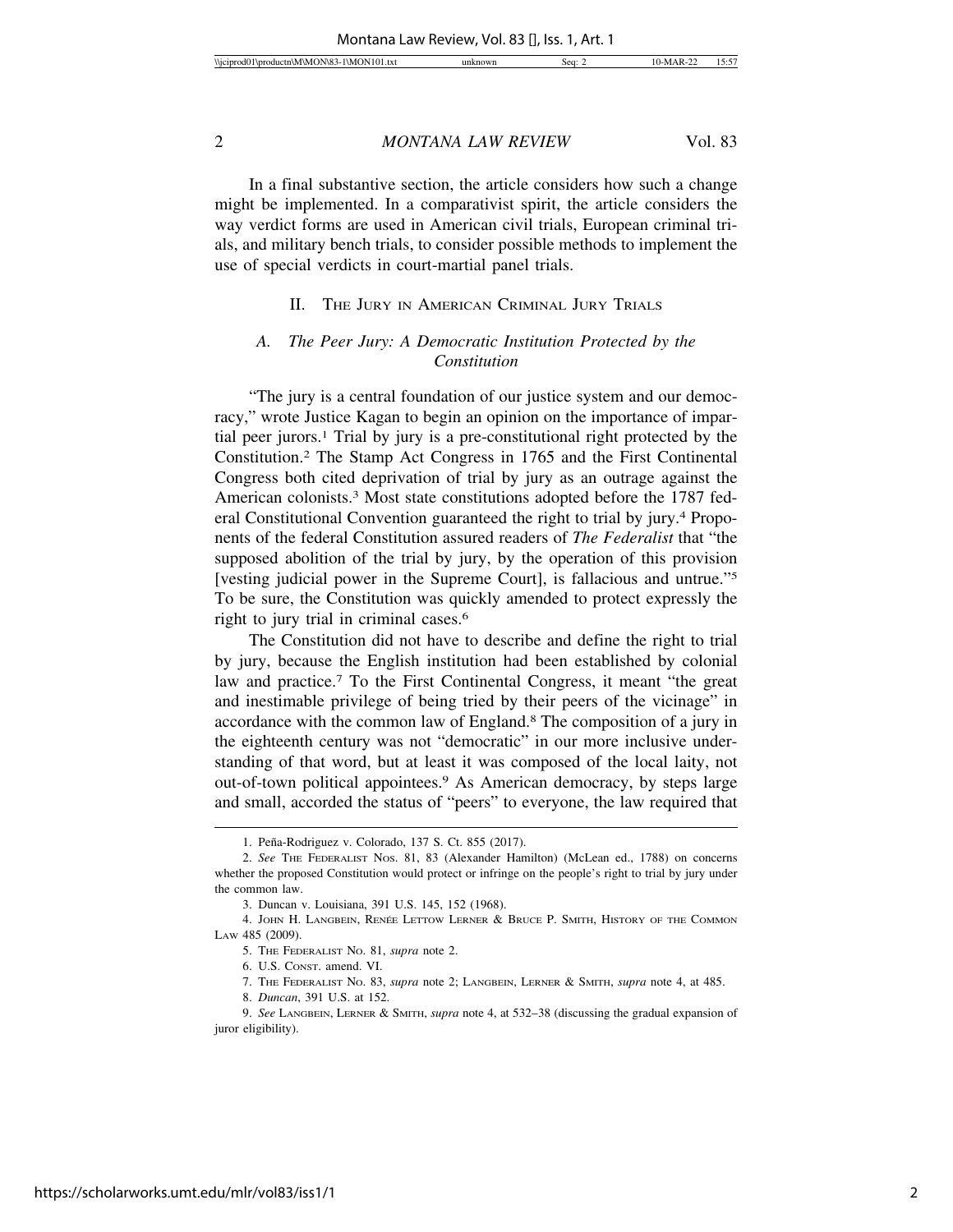In a final substantive section, the article considers how such a change might be implemented. In a comparativist spirit, the article considers the way verdict forms are used in American civil trials, European criminal trials, and military bench trials, to consider possible methods to implement the use of special verdicts in court-martial panel trials.

## II. The Jury in American Criminal Jury Trials

### A. *The Peer Jury: A Democratic Institution Protected by the Constitution*

"The jury is a central foundation of our justice system and our democracy," wrote Justice Kagan to begin an opinion on the importance of impartial peer jurors.[1] Trial by jury is a pre-constitutional right protected by the Constitution.[2] The Stamp Act Congress in 1765 and the First Continental Congress both cited deprivation of trial by jury as an outrage against the American colonists.[3] Most state constitutions adopted before the 1787 federal Constitutional Convention guaranteed the right to trial by jury.[4] Proponents of the federal Constitution assured readers of *The Federalist* that "the supposed abolition of the trial by jury, by the operation of this provision [vesting judicial power in the Supreme Court], is fallacious and untrue."[5] To be sure, the Constitution was quickly amended to protect expressly the right to jury trial in criminal cases.[6]

The Constitution did not have to describe and define the right to trial by jury, because the English institution had been established by colonial law and practice.[7] To the First Continental Congress, it meant "the great and inestimable privilege of being tried by their peers of the vicinage" in accordance with the common law of England.[8] The composition of a jury in the eighteenth century was not "democratic" in our more inclusive understanding of that word, but at least it was composed of the local laity, not out-of-town political appointees.[9] As American democracy, by steps large and small, accorded the status of "peers" to everyone, the law required that

---

1. Peña-Rodriguez v. Colorado, 137 S. Ct. 855 (2017).

2. *See* The Federalist Nos. 81, 83 (Alexander Hamilton) (McLean ed., 1788) on concerns whether the proposed Constitution would protect or infringe on the people's right to trial by jury under the common law.

3. Duncan v. Louisiana, 391 U.S. 145, 152 (1968).

4. John H. Langbein, Renée Lettow Lerner & Bruce P. Smith, History of the Common Law 485 (2009).

5. The Federalist No. 81, *supra* note 2.

6. U.S. Const. amend. VI.

7. The Federalist No. 83, *supra* note 2; Langbein, Lerner & Smith, *supra* note 4, at 485.

8. *Duncan*, 391 U.S. at 152.

9. *See* Langbein, Lerner & Smith, *supra* note 4, at 532–38 (discussing the gradual expansion of juror eligibility).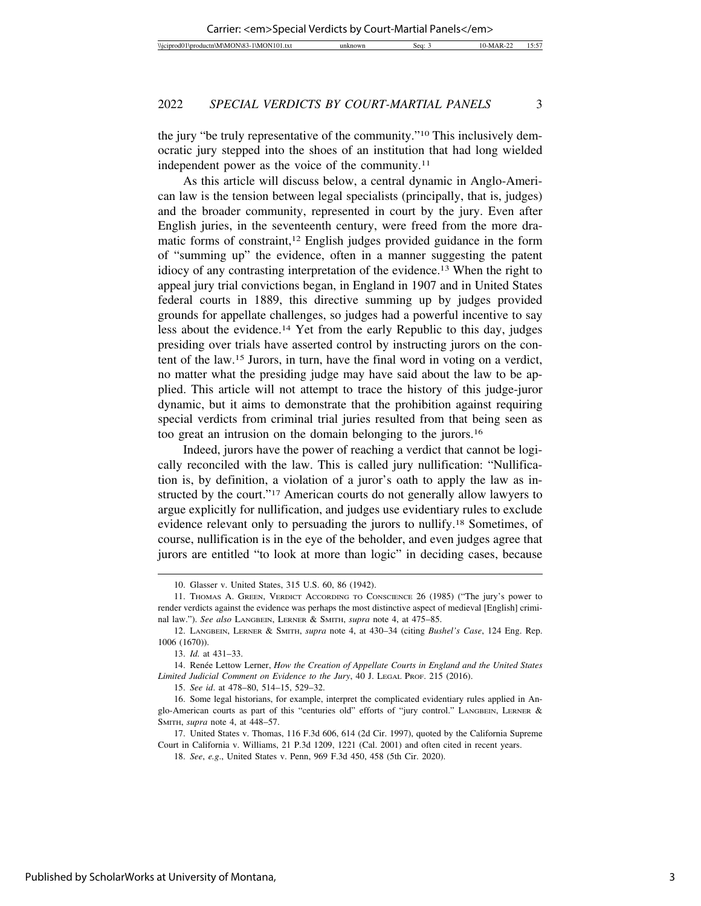the jury "be truly representative of the community."[10] This inclusively democratic jury stepped into the shoes of an institution that had long wielded independent power as the voice of the community.[11]

As this article will discuss below, a central dynamic in Anglo-American law is the tension between legal specialists (principally, that is, judges) and the broader community, represented in court by the jury. Even after English juries, in the seventeenth century, were freed from the more dramatic forms of constraint,[12] English judges provided guidance in the form of "summing up" the evidence, often in a manner suggesting the patent idiocy of any contrasting interpretation of the evidence.[13] When the right to appeal jury trial convictions began, in England in 1907 and in United States federal courts in 1889, this directive summing up by judges provided grounds for appellate challenges, so judges had a powerful incentive to say less about the evidence.[14] Yet from the early Republic to this day, judges presiding over trials have asserted control by instructing jurors on the content of the law.[15] Jurors, in turn, have the final word in voting on a verdict, no matter what the presiding judge may have said about the law to be applied. This article will not attempt to trace the history of this judge-juror dynamic, but it aims to demonstrate that the prohibition against requiring special verdicts from criminal trial juries resulted from that being seen as too great an intrusion on the domain belonging to the jurors.[16]

Indeed, jurors have the power of reaching a verdict that cannot be logically reconciled with the law. This is called jury nullification: "Nullification is, by definition, a violation of a juror's oath to apply the law as instructed by the court."[17] American courts do not generally allow lawyers to argue explicitly for nullification, and judges use evidentiary rules to exclude evidence relevant only to persuading the jurors to nullify.[18] Sometimes, of course, nullification is in the eye of the beholder, and even judges agree that jurors are entitled "to look at more than logic" in deciding cases, because

---

10. Glasser v. United States, 315 U.S. 60, 86 (1942).

11. THOMAS A. GREEN, VERDICT ACCORDING TO CONSCIENCE 26 (1985) ("The jury's power to render verdicts against the evidence was perhaps the most distinctive aspect of medieval [English] criminal law."). *See also* LANGBEIN, LERNER & SMITH, *supra* note 4, at 475–85.

12. LANGBEIN, LERNER & SMITH, *supra* note 4, at 430–34 (citing *Bushel's Case*, 124 Eng. Rep. 1006 (1670)).

13. *Id.* at 431–33.

14. Renée Lettow Lerner, *How the Creation of Appellate Courts in England and the United States Limited Judicial Comment on Evidence to the Jury*, 40 J. LEGAL PROF. 215 (2016).

15. *See id.* at 478–80, 514–15, 529–32.

16. Some legal historians, for example, interpret the complicated evidentiary rules applied in Anglo-American courts as part of this "centuries old" efforts of "jury control." LANGBEIN, LERNER & SMITH, *supra* note 4, at 448–57.

17. United States v. Thomas, 116 F.3d 606, 614 (2d Cir. 1997), quoted by the California Supreme Court in California v. Williams, 21 P.3d 1209, 1221 (Cal. 2001) and often cited in recent years.

18. *See*, *e.g*., United States v. Penn, 969 F.3d 450, 458 (5th Cir. 2020).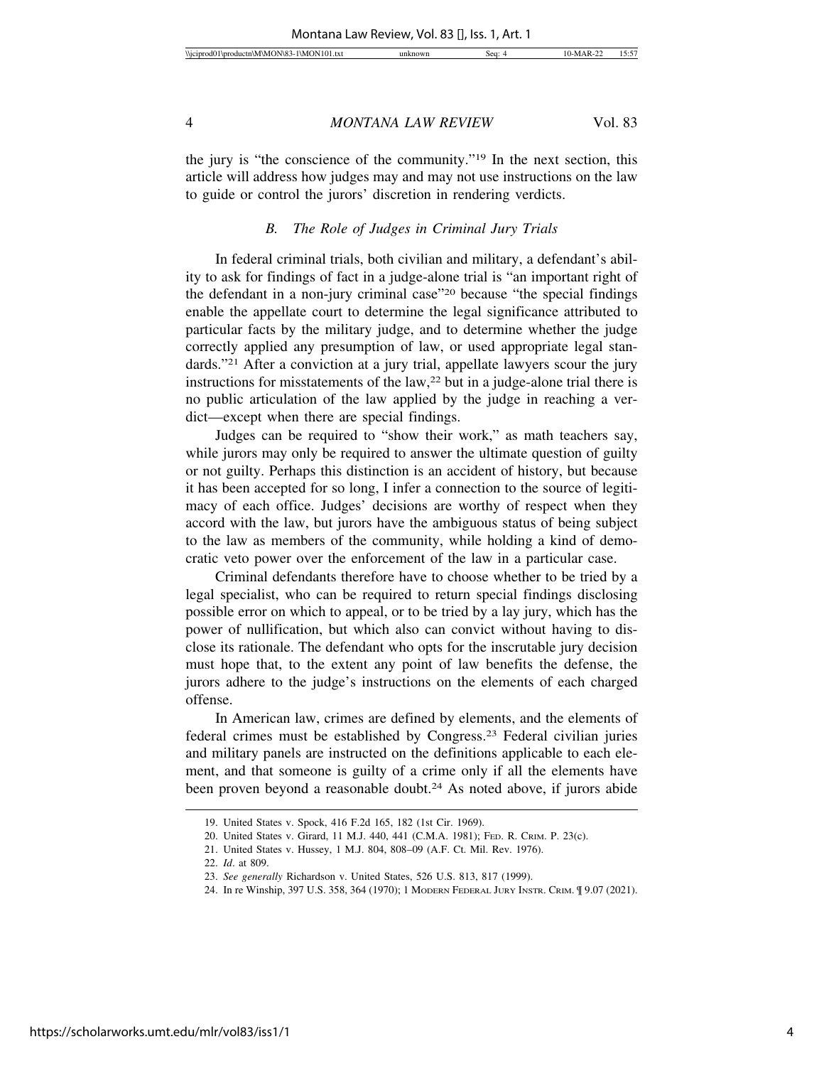the jury is "the conscience of the community."[19] In the next section, this article will address how judges may and may not use instructions on the law to guide or control the jurors' discretion in rendering verdicts.

### B. The Role of Judges in Criminal Jury Trials

In federal criminal trials, both civilian and military, a defendant's ability to ask for findings of fact in a judge-alone trial is "an important right of the defendant in a non-jury criminal case"[20] because "the special findings enable the appellate court to determine the legal significance attributed to particular facts by the military judge, and to determine whether the judge correctly applied any presumption of law, or used appropriate legal standards."[21] After a conviction at a jury trial, appellate lawyers scour the jury instructions for misstatements of the law,[22] but in a judge-alone trial there is no public articulation of the law applied by the judge in reaching a verdict—except when there are special findings.

Judges can be required to "show their work," as math teachers say, while jurors may only be required to answer the ultimate question of guilty or not guilty. Perhaps this distinction is an accident of history, but because it has been accepted for so long, I infer a connection to the source of legitimacy of each office. Judges' decisions are worthy of respect when they accord with the law, but jurors have the ambiguous status of being subject to the law as members of the community, while holding a kind of democratic veto power over the enforcement of the law in a particular case.

Criminal defendants therefore have to choose whether to be tried by a legal specialist, who can be required to return special findings disclosing possible error on which to appeal, or to be tried by a lay jury, which has the power of nullification, but which also can convict without having to disclose its rationale. The defendant who opts for the inscrutable jury decision must hope that, to the extent any point of law benefits the defense, the jurors adhere to the judge's instructions on the elements of each charged offense.

In American law, crimes are defined by elements, and the elements of federal crimes must be established by Congress.[23] Federal civilian juries and military panels are instructed on the definitions applicable to each element, and that someone is guilty of a crime only if all the elements have been proven beyond a reasonable doubt.[24] As noted above, if jurors abide

---

19. United States v. Spock, 416 F.2d 165, 182 (1st Cir. 1969).

20. United States v. Girard, 11 M.J. 440, 441 (C.M.A. 1981); Fed. R. Crim. P. 23(c).

21. United States v. Hussey, 1 M.J. 804, 808–09 (A.F. Ct. Mil. Rev. 1976).

22. *Id*. at 809.

23. *See generally* Richardson v. United States, 526 U.S. 813, 817 (1999).

24. In re Winship, 397 U.S. 358, 364 (1970); 1 Modern Federal Jury Instr. Crim. ¶ 9.07 (2021).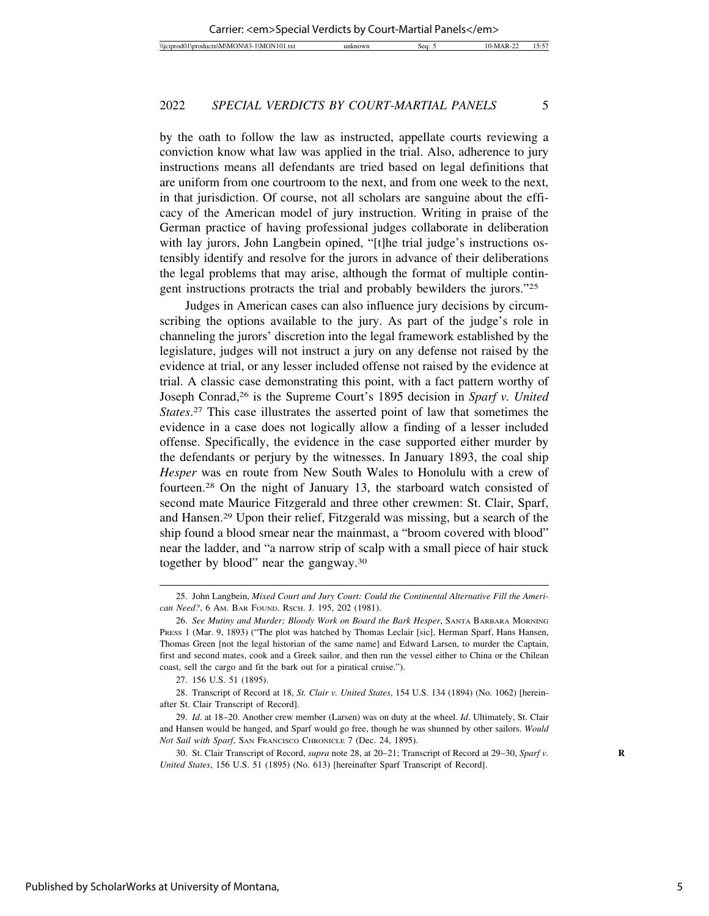by the oath to follow the law as instructed, appellate courts reviewing a conviction know what law was applied in the trial. Also, adherence to jury instructions means all defendants are tried based on legal definitions that are uniform from one courtroom to the next, and from one week to the next, in that jurisdiction. Of course, not all scholars are sanguine about the efficacy of the American model of jury instruction. Writing in praise of the German practice of having professional judges collaborate in deliberation with lay jurors, John Langbein opined, "[t]he trial judge's instructions ostensibly identify and resolve for the jurors in advance of their deliberations the legal problems that may arise, although the format of multiple contingent instructions protracts the trial and probably bewilders the jurors."[25]

Judges in American cases can also influence jury decisions by circumscribing the options available to the jury. As part of the judge's role in channeling the jurors' discretion into the legal framework established by the legislature, judges will not instruct a jury on any defense not raised by the evidence at trial, or any lesser included offense not raised by the evidence at trial. A classic case demonstrating this point, with a fact pattern worthy of Joseph Conrad,[26] is the Supreme Court's 1895 decision in *Sparf v. United States*.[27] This case illustrates the asserted point of law that sometimes the evidence in a case does not logically allow a finding of a lesser included offense. Specifically, the evidence in the case supported either murder by the defendants or perjury by the witnesses. In January 1893, the coal ship *Hesper* was en route from New South Wales to Honolulu with a crew of fourteen.[28] On the night of January 13, the starboard watch consisted of second mate Maurice Fitzgerald and three other crewmen: St. Clair, Sparf, and Hansen.[29] Upon their relief, Fitzgerald was missing, but a search of the ship found a blood smear near the mainmast, a "broom covered with blood" near the ladder, and "a narrow strip of scalp with a small piece of hair stuck together by blood" near the gangway.[30]

---

25. John Langbein, *Mixed Court and Jury Court: Could the Continental Alternative Fill the American Need?*, 6 Am. Bar Found. Rsch. J. 195, 202 (1981).

26. *See Mutiny and Murder; Bloody Work on Board the Bark Hesper*, Santa Barbara Morning Press 1 (Mar. 9, 1893) ("The plot was hatched by Thomas Leclair [sic], Herman Sparf, Hans Hansen, Thomas Green [not the legal historian of the same name] and Edward Larsen, to murder the Captain, first and second mates, cook and a Greek sailor, and then run the vessel either to China or the Chilean coast, sell the cargo and fit the bark out for a piratical cruise.").

27. 156 U.S. 51 (1895).

28. Transcript of Record at 18, *St. Clair v. United States*, 154 U.S. 134 (1894) (No. 1062) [hereinafter St. Clair Transcript of Record].

29. *Id*. at 18–20. Another crew member (Larsen) was on duty at the wheel. *Id*. Ultimately, St. Clair and Hansen would be hanged, and Sparf would go free, though he was shunned by other sailors. *Would Not Sail with Sparf*, San Francisco Chronicle 7 (Dec. 24, 1895).

30. St. Clair Transcript of Record, *supra* note 28, at 20–21; Transcript of Record at 29–30, *Sparf v. United States*, 156 U.S. 51 (1895) (No. 613) [hereinafter Sparf Transcript of Record].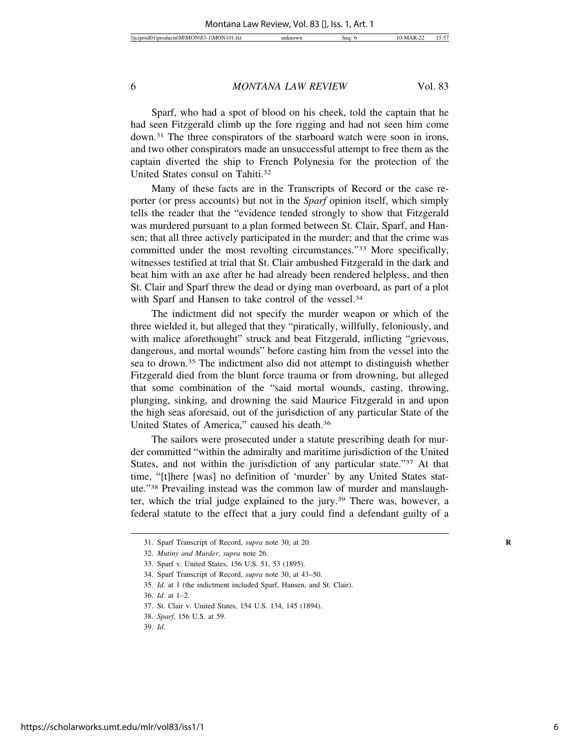Sparf, who had a spot of blood on his cheek, told the captain that he had seen Fitzgerald climb up the fore rigging and had not seen him come down.[31] The three conspirators of the starboard watch were soon in irons, and two other conspirators made an unsuccessful attempt to free them as the captain diverted the ship to French Polynesia for the protection of the United States consul on Tahiti.[32]

Many of these facts are in the Transcripts of Record or the case reporter (or press accounts) but not in the *Sparf* opinion itself, which simply tells the reader that the "evidence tended strongly to show that Fitzgerald was murdered pursuant to a plan formed between St. Clair, Sparf, and Hansen; that all three actively participated in the murder; and that the crime was committed under the most revolting circumstances."[33] More specifically, witnesses testified at trial that St. Clair ambushed Fitzgerald in the dark and beat him with an axe after he had already been rendered helpless, and then St. Clair and Sparf threw the dead or dying man overboard, as part of a plot with Sparf and Hansen to take control of the vessel.[34]

The indictment did not specify the murder weapon or which of the three wielded it, but alleged that they "piratically, willfully, feloniously, and with malice aforethought" struck and beat Fitzgerald, inflicting "grievous, dangerous, and mortal wounds" before casting him from the vessel into the sea to drown.[35] The indictment also did not attempt to distinguish whether Fitzgerald died from the blunt force trauma or from drowning, but alleged that some combination of the "said mortal wounds, casting, throwing, plunging, sinking, and drowning the said Maurice Fitzgerald in and upon the high seas aforesaid, out of the jurisdiction of any particular State of the United States of America," caused his death.[36]

The sailors were prosecuted under a statute prescribing death for murder committed "within the admiralty and maritime jurisdiction of the United States, and not within the jurisdiction of any particular state."[37] At that time, "[t]here [was] no definition of 'murder' by any United States statute."[38] Prevailing instead was the common law of murder and manslaughter, which the trial judge explained to the jury.[39] There was, however, a federal statute to the effect that a jury could find a defendant guilty of a

---

31. Sparf Transcript of Record, *supra* note 30, at 20.

32. *Mutiny and Murder*, *supra* note 26.

33. Sparf v. United States, 156 U.S. 51, 53 (1895).

34. Sparf Transcript of Record, *supra* note 30, at 43–50.

35. *Id.* at 1 (the indictment included Sparf, Hansen, and St. Clair).

36. *Id*. at 1–2.

37. St. Clair v. United States, 154 U.S. 134, 145 (1894).

38. *Sparf*, 156 U.S. at 59.

39. *Id*.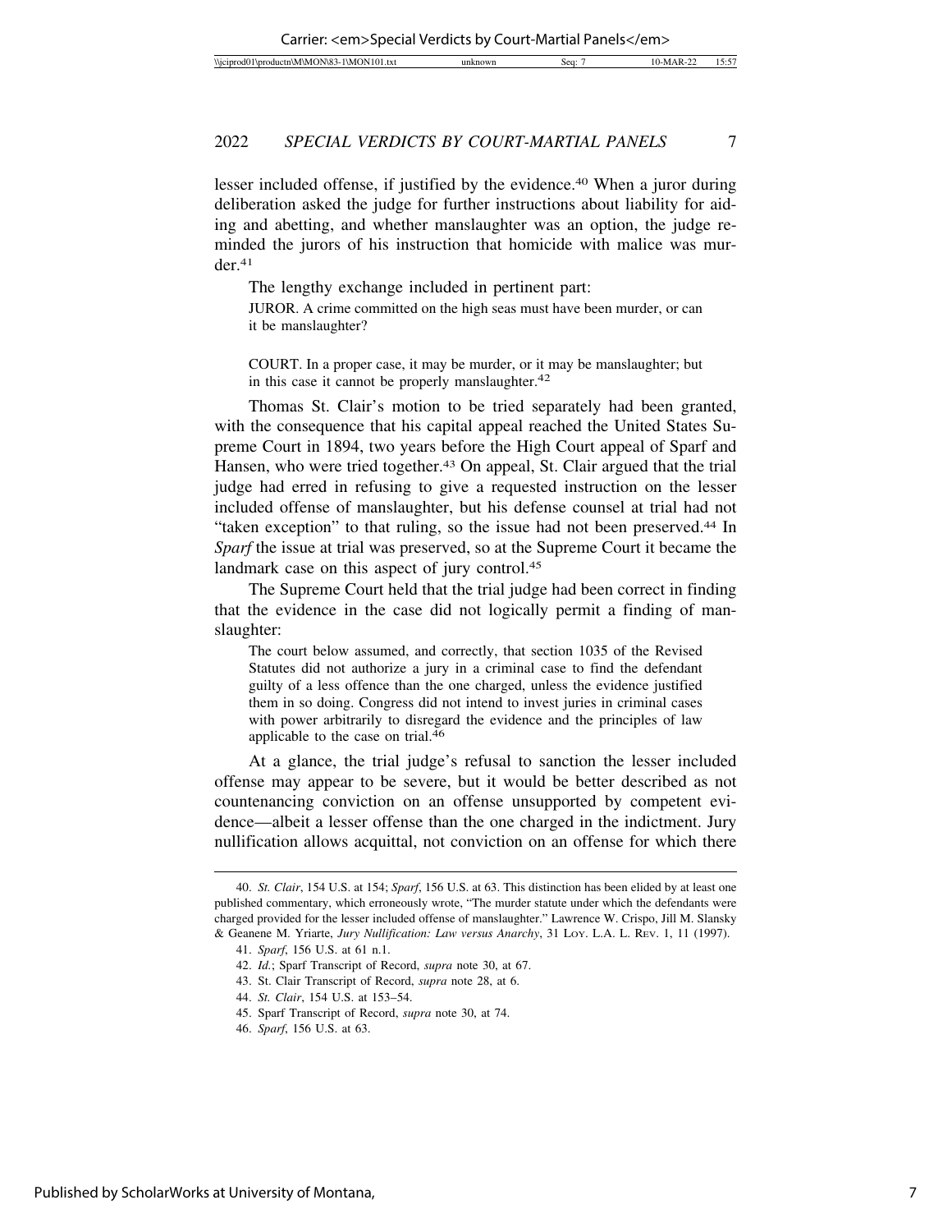lesser included offense, if justified by the evidence.[40] When a juror during deliberation asked the judge for further instructions about liability for aiding and abetting, and whether manslaughter was an option, the judge reminded the jurors of his instruction that homicide with malice was murder.[41]

The lengthy exchange included in pertinent part:

> JUROR. A crime committed on the high seas must have been murder, or can it be manslaughter?
>
> COURT. In a proper case, it may be murder, or it may be manslaughter; but in this case it cannot be properly manslaughter.[42]

Thomas St. Clair's motion to be tried separately had been granted, with the consequence that his capital appeal reached the United States Supreme Court in 1894, two years before the High Court appeal of Sparf and Hansen, who were tried together.[43] On appeal, St. Clair argued that the trial judge had erred in refusing to give a requested instruction on the lesser included offense of manslaughter, but his defense counsel at trial had not "taken exception" to that ruling, so the issue had not been preserved.[44] In *Sparf* the issue at trial was preserved, so at the Supreme Court it became the landmark case on this aspect of jury control.[45]

The Supreme Court held that the trial judge had been correct in finding that the evidence in the case did not logically permit a finding of manslaughter:

> The court below assumed, and correctly, that section 1035 of the Revised Statutes did not authorize a jury in a criminal case to find the defendant guilty of a less offence than the one charged, unless the evidence justified them in so doing. Congress did not intend to invest juries in criminal cases with power arbitrarily to disregard the evidence and the principles of law applicable to the case on trial.[46]

At a glance, the trial judge's refusal to sanction the lesser included offense may appear to be severe, but it would be better described as not countenancing conviction on an offense unsupported by competent evidence—albeit a lesser offense than the one charged in the indictment. Jury nullification allows acquittal, not conviction on an offense for which there

---

40. *St. Clair*, 154 U.S. at 154; *Sparf*, 156 U.S. at 63. This distinction has been elided by at least one published commentary, which erroneously wrote, "The murder statute under which the defendants were charged provided for the lesser included offense of manslaughter." Lawrence W. Crispo, Jill M. Slansky & Geanene M. Yriarte, *Jury Nullification: Law versus Anarchy*, 31 Loy. L.A. L. Rev. 1, 11 (1997).

41. *Sparf*, 156 U.S. at 61 n.1.

42. *Id.*; Sparf Transcript of Record, *supra* note 30, at 67.

43. St. Clair Transcript of Record, *supra* note 28, at 6.

44. *St. Clair*, 154 U.S. at 153–54.

45. Sparf Transcript of Record, *supra* note 30, at 74.

46. *Sparf*, 156 U.S. at 63.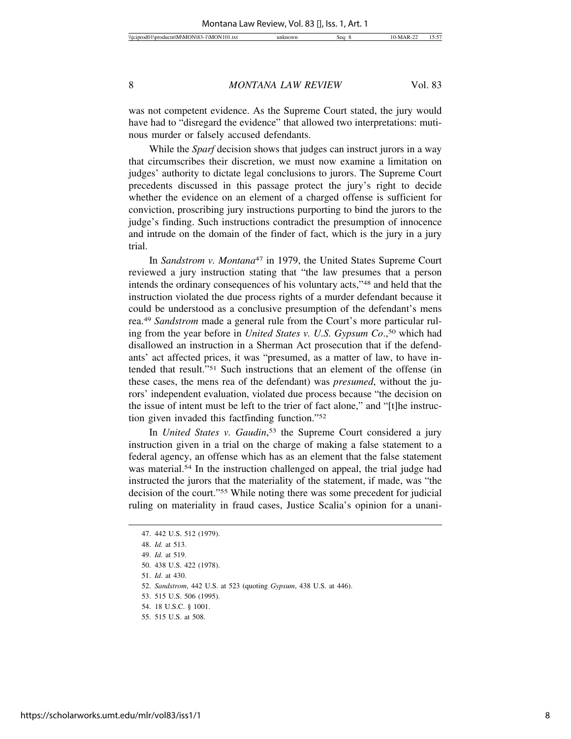was not competent evidence. As the Supreme Court stated, the jury would have had to "disregard the evidence" that allowed two interpretations: mutinous murder or falsely accused defendants.

While the *Sparf* decision shows that judges can instruct jurors in a way that circumscribes their discretion, we must now examine a limitation on judges' authority to dictate legal conclusions to jurors. The Supreme Court precedents discussed in this passage protect the jury's right to decide whether the evidence on an element of a charged offense is sufficient for conviction, proscribing jury instructions purporting to bind the jurors to the judge's finding. Such instructions contradict the presumption of innocence and intrude on the domain of the finder of fact, which is the jury in a jury trial.

In *Sandstrom v. Montana*[47] in 1979, the United States Supreme Court reviewed a jury instruction stating that "the law presumes that a person intends the ordinary consequences of his voluntary acts,"[48] and held that the instruction violated the due process rights of a murder defendant because it could be understood as a conclusive presumption of the defendant's mens rea.[49] *Sandstrom* made a general rule from the Court's more particular ruling from the year before in *United States v. U.S. Gypsum Co*.,[50] which had disallowed an instruction in a Sherman Act prosecution that if the defendants' act affected prices, it was "presumed, as a matter of law, to have intended that result."[51] Such instructions that an element of the offense (in these cases, the mens rea of the defendant) was *presumed*, without the jurors' independent evaluation, violated due process because "the decision on the issue of intent must be left to the trier of fact alone," and "[t]he instruction given invaded this factfinding function."[52]

In *United States v. Gaudin*,[53] the Supreme Court considered a jury instruction given in a trial on the charge of making a false statement to a federal agency, an offense which has as an element that the false statement was material.[54] In the instruction challenged on appeal, the trial judge had instructed the jurors that the materiality of the statement, if made, was "the decision of the court."[55] While noting there was some precedent for judicial ruling on materiality in fraud cases, Justice Scalia's opinion for a unani-

47. 442 U.S. 512 (1979).

48. *Id.* at 513.

49. *Id.* at 519.

50. 438 U.S. 422 (1978).

51. *Id*. at 430.

52. *Sandstrom*, 442 U.S. at 523 (quoting *Gypsum*, 438 U.S. at 446).

53. 515 U.S. 506 (1995).

54. 18 U.S.C. § 1001.

55. 515 U.S. at 508.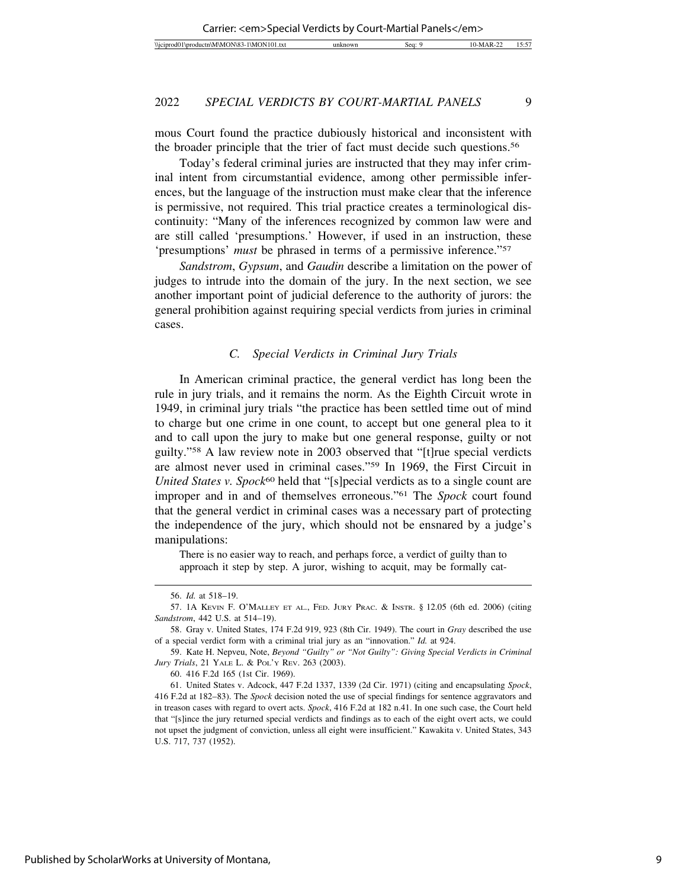mous Court found the practice dubiously historical and inconsistent with the broader principle that the trier of fact must decide such questions.[56]

Today's federal criminal juries are instructed that they may infer criminal intent from circumstantial evidence, among other permissible inferences, but the language of the instruction must make clear that the inference is permissive, not required. This trial practice creates a terminological discontinuity: "Many of the inferences recognized by common law were and are still called 'presumptions.' However, if used in an instruction, these 'presumptions' *must* be phrased in terms of a permissive inference."[57]

*Sandstrom*, *Gypsum*, and *Gaudin* describe a limitation on the power of judges to intrude into the domain of the jury. In the next section, we see another important point of judicial deference to the authority of jurors: the general prohibition against requiring special verdicts from juries in criminal cases.

### *C. Special Verdicts in Criminal Jury Trials*

In American criminal practice, the general verdict has long been the rule in jury trials, and it remains the norm. As the Eighth Circuit wrote in 1949, in criminal jury trials "the practice has been settled time out of mind to charge but one crime in one count, to accept but one general plea to it and to call upon the jury to make but one general response, guilty or not guilty."[58] A law review note in 2003 observed that "[t]rue special verdicts are almost never used in criminal cases."[59] In 1969, the First Circuit in *United States v. Spock*[60] held that "[s]pecial verdicts as to a single count are improper and in and of themselves erroneous."[61] The *Spock* court found that the general verdict in criminal cases was a necessary part of protecting the independence of the jury, which should not be ensnared by a judge's manipulations:

> There is no easier way to reach, and perhaps force, a verdict of guilty than to approach it step by step. A juror, wishing to acquit, may be formally cat-

---

56. *Id.* at 518–19.

57. 1A Kevin F. O'Malley et al., Fed. Jury Prac. & Instr. § 12.05 (6th ed. 2006) (citing *Sandstrom*, 442 U.S. at 514–19).

58. Gray v. United States, 174 F.2d 919, 923 (8th Cir. 1949). The court in *Gray* described the use of a special verdict form with a criminal trial jury as an "innovation." *Id.* at 924.

59. Kate H. Nepveu, Note, *Beyond "Guilty" or "Not Guilty": Giving Special Verdicts in Criminal Jury Trials*, 21 Yale L. & Pol'y Rev. 263 (2003).

60. 416 F.2d 165 (1st Cir. 1969).

61. United States v. Adcock, 447 F.2d 1337, 1339 (2d Cir. 1971) (citing and encapsulating *Spock*, 416 F.2d at 182–83). The *Spock* decision noted the use of special findings for sentence aggravators and in treason cases with regard to overt acts. *Spock*, 416 F.2d at 182 n.41. In one such case, the Court held that "[s]ince the jury returned special verdicts and findings as to each of the eight overt acts, we could not upset the judgment of conviction, unless all eight were insufficient." Kawakita v. United States, 343 U.S. 717, 737 (1952).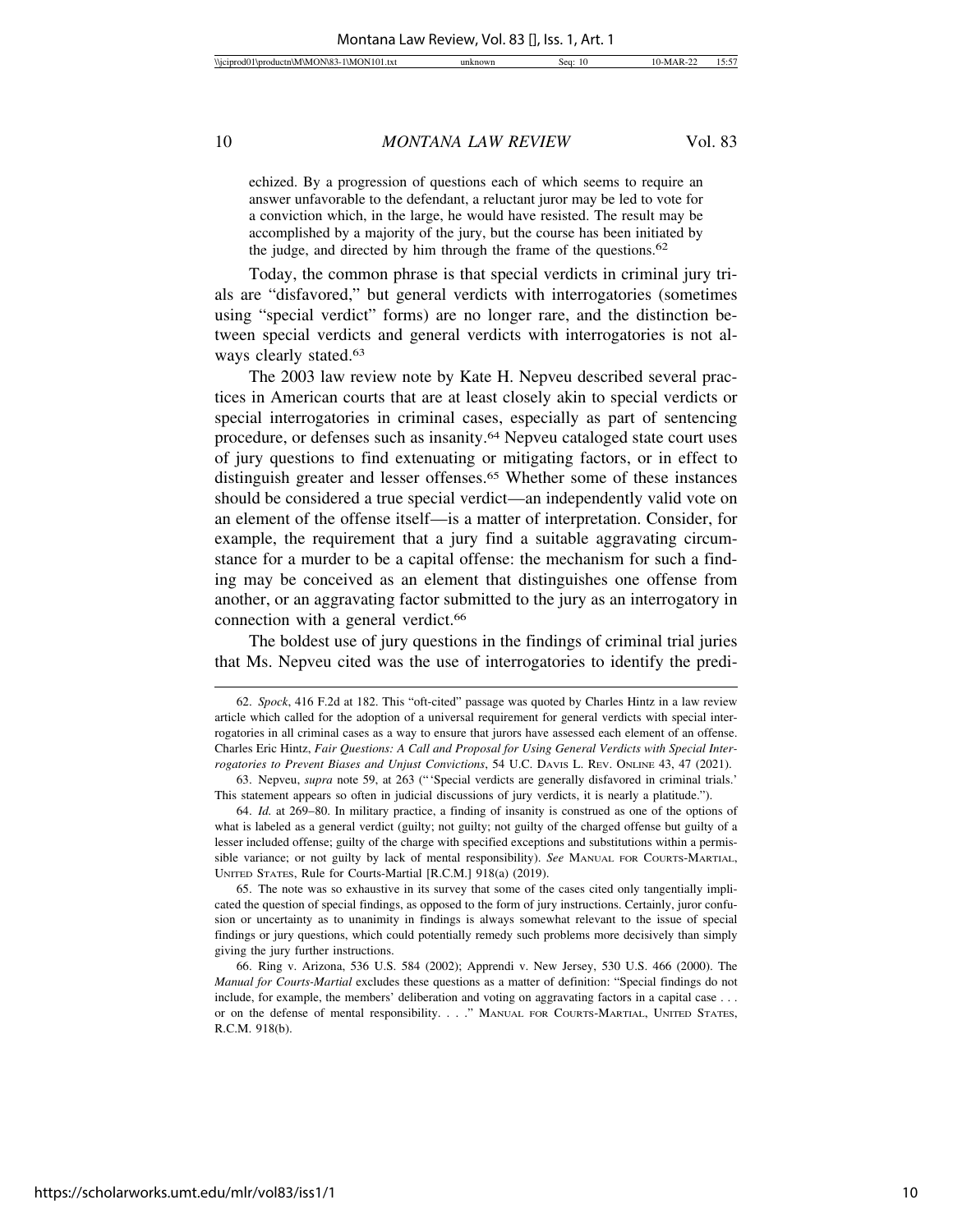echized. By a progression of questions each of which seems to require an answer unfavorable to the defendant, a reluctant juror may be led to vote for a conviction which, in the large, he would have resisted. The result may be accomplished by a majority of the jury, but the course has been initiated by the judge, and directed by him through the frame of the questions.[62]

Today, the common phrase is that special verdicts in criminal jury trials are "disfavored," but general verdicts with interrogatories (sometimes using "special verdict" forms) are no longer rare, and the distinction between special verdicts and general verdicts with interrogatories is not always clearly stated.[63]

The 2003 law review note by Kate H. Nepveu described several practices in American courts that are at least closely akin to special verdicts or special interrogatories in criminal cases, especially as part of sentencing procedure, or defenses such as insanity.[64] Nepveu cataloged state court uses of jury questions to find extenuating or mitigating factors, or in effect to distinguish greater and lesser offenses.[65] Whether some of these instances should be considered a true special verdict—an independently valid vote on an element of the offense itself—is a matter of interpretation. Consider, for example, the requirement that a jury find a suitable aggravating circumstance for a murder to be a capital offense: the mechanism for such a finding may be conceived as an element that distinguishes one offense from another, or an aggravating factor submitted to the jury as an interrogatory in connection with a general verdict.[66]

The boldest use of jury questions in the findings of criminal trial juries that Ms. Nepveu cited was the use of interrogatories to identify the predi-

---

62. *Spock*, 416 F.2d at 182. This "oft-cited" passage was quoted by Charles Hintz in a law review article which called for the adoption of a universal requirement for general verdicts with special interrogatories in all criminal cases as a way to ensure that jurors have assessed each element of an offense. Charles Eric Hintz, *Fair Questions: A Call and Proposal for Using General Verdicts with Special Interrogatories to Prevent Biases and Unjust Convictions*, 54 U.C. DAVIS L. REV. ONLINE 43, 47 (2021).

63. Nepveu, *supra* note 59, at 263 ("'Special verdicts are generally disfavored in criminal trials.' This statement appears so often in judicial discussions of jury verdicts, it is nearly a platitude.").

64. *Id.* at 269–80. In military practice, a finding of insanity is construed as one of the options of what is labeled as a general verdict (guilty; not guilty; not guilty of the charged offense but guilty of a lesser included offense; guilty of the charge with specified exceptions and substitutions within a permissible variance; or not guilty by lack of mental responsibility). *See* MANUAL FOR COURTS-MARTIAL, UNITED STATES, Rule for Courts-Martial [R.C.M.] 918(a) (2019).

65. The note was so exhaustive in its survey that some of the cases cited only tangentially implicated the question of special findings, as opposed to the form of jury instructions. Certainly, juror confusion or uncertainty as to unanimity in findings is always somewhat relevant to the issue of special findings or jury questions, which could potentially remedy such problems more decisively than simply giving the jury further instructions.

66. Ring v. Arizona, 536 U.S. 584 (2002); Apprendi v. New Jersey, 530 U.S. 466 (2000). The *Manual for Courts-Martial* excludes these questions as a matter of definition: "Special findings do not include, for example, the members' deliberation and voting on aggravating factors in a capital case . . . or on the defense of mental responsibility. . . ." MANUAL FOR COURTS-MARTIAL, UNITED STATES, R.C.M. 918(b).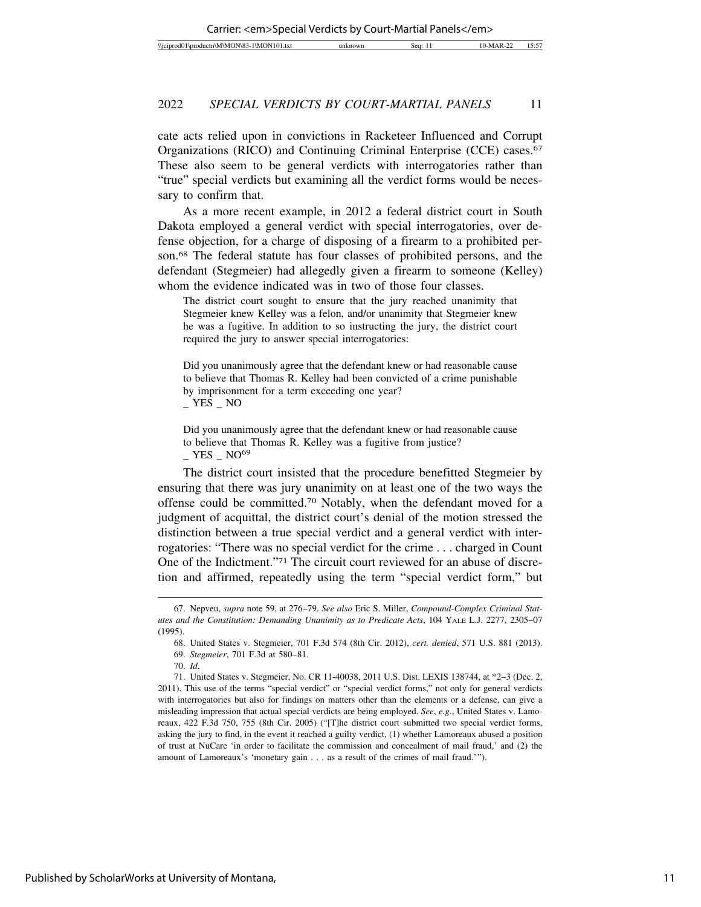cate acts relied upon in convictions in Racketeer Influenced and Corrupt Organizations (RICO) and Continuing Criminal Enterprise (CCE) cases.[67] These also seem to be general verdicts with interrogatories rather than "true" special verdicts but examining all the verdict forms would be necessary to confirm that.

As a more recent example, in 2012 a federal district court in South Dakota employed a general verdict with special interrogatories, over defense objection, for a charge of disposing of a firearm to a prohibited person.[68] The federal statute has four classes of prohibited persons, and the defendant (Stegmeier) had allegedly given a firearm to someone (Kelley) whom the evidence indicated was in two of those four classes.

> The district court sought to ensure that the jury reached unanimity that Stegmeier knew Kelley was a felon, and/or unanimity that Stegmeier knew he was a fugitive. In addition to so instructing the jury, the district court required the jury to answer special interrogatories:
>
> Did you unanimously agree that the defendant knew or had reasonable cause to believe that Thomas R. Kelley had been convicted of a crime punishable by imprisonment for a term exceeding one year?
> _ YES _ NO
>
> Did you unanimously agree that the defendant knew or had reasonable cause to believe that Thomas R. Kelley was a fugitive from justice?
> _ YES _ NO[69]

The district court insisted that the procedure benefitted Stegmeier by ensuring that there was jury unanimity on at least one of the two ways the offense could be committed.[70] Notably, when the defendant moved for a judgment of acquittal, the district court's denial of the motion stressed the distinction between a true special verdict and a general verdict with interrogatories: "There was no special verdict for the crime . . . charged in Count One of the Indictment."[71] The circuit court reviewed for an abuse of discretion and affirmed, repeatedly using the term "special verdict form," but

---

67. Nepveu, *supra* note 59, at 276–79. *See also* Eric S. Miller, *Compound-Complex Criminal Statutes and the Constitution: Demanding Unanimity as to Predicate Acts*, 104 YALE L.J. 2277, 2305–07 (1995).

68. United States v. Stegmeier, 701 F.3d 574 (8th Cir. 2012), *cert. denied*, 571 U.S. 881 (2013).

69. *Stegmeier*, 701 F.3d at 580–81.

70. *Id*.

71. United States v. Stegmeier, No. CR 11-40038, 2011 U.S. Dist. LEXIS 138744, at *2–3 (Dec. 2, 2011). This use of the terms "special verdict" or "special verdict forms," not only for general verdicts with interrogatories but also for findings on matters other than the elements or a defense, can give a misleading impression that actual special verdicts are being employed. *See*, *e.g*., United States v. Lamoreaux, 422 F.3d 750, 755 (8th Cir. 2005) ("[T]he district court submitted two special verdict forms, asking the jury to find, in the event it reached a guilty verdict, (1) whether Lamoreaux abused a position of trust at NuCare 'in order to facilitate the commission and concealment of mail fraud,' and (2) the amount of Lamoreaux's 'monetary gain . . . as a result of the crimes of mail fraud.'").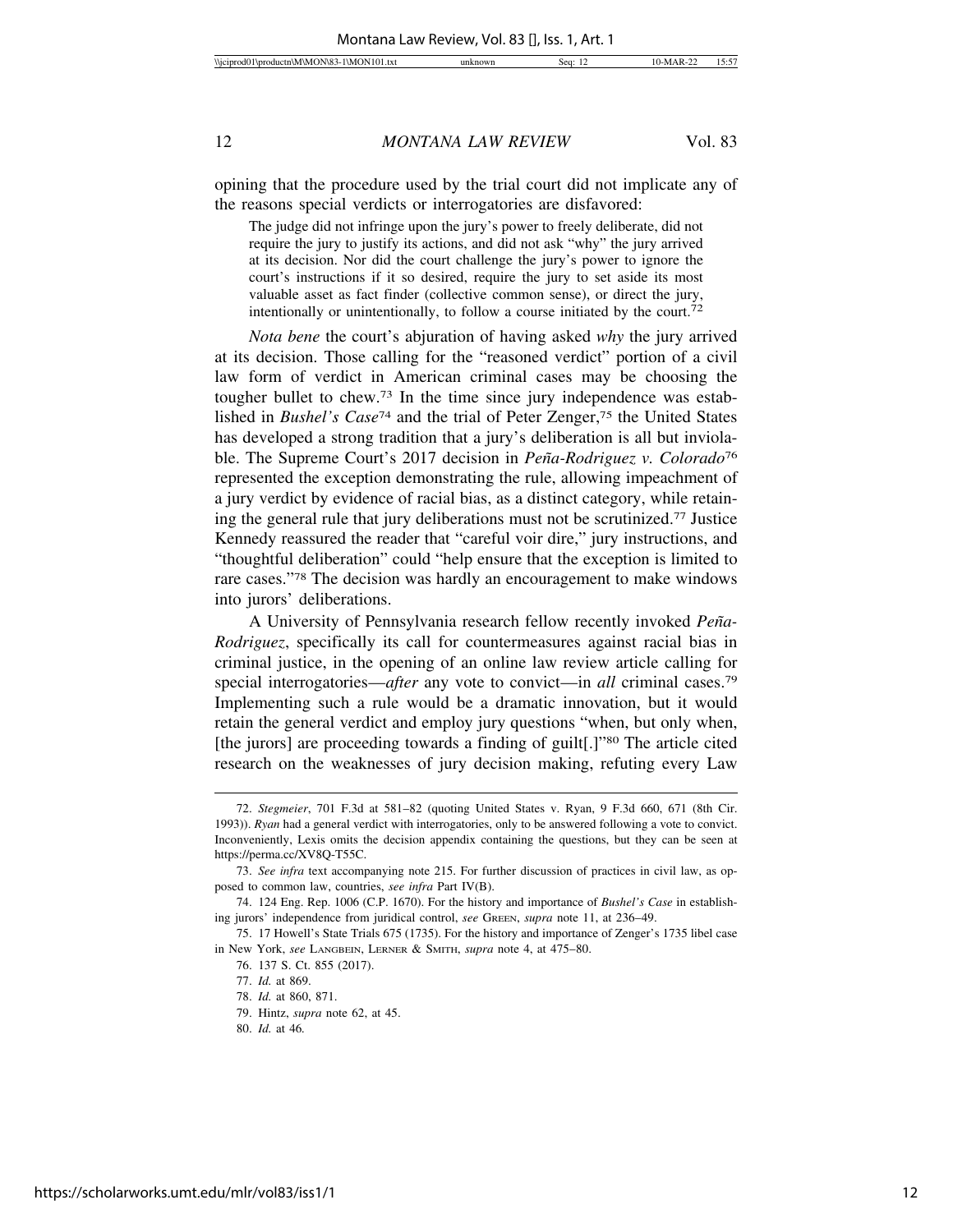opining that the procedure used by the trial court did not implicate any of the reasons special verdicts or interrogatories are disfavored:

> The judge did not infringe upon the jury's power to freely deliberate, did not require the jury to justify its actions, and did not ask "why" the jury arrived at its decision. Nor did the court challenge the jury's power to ignore the court's instructions if it so desired, require the jury to set aside its most valuable asset as fact finder (collective common sense), or direct the jury, intentionally or unintentionally, to follow a course initiated by the court.[72]

*Nota bene* the court's abjuration of having asked *why* the jury arrived at its decision. Those calling for the "reasoned verdict" portion of a civil law form of verdict in American criminal cases may be choosing the tougher bullet to chew.[73] In the time since jury independence was established in *Bushel's Case*[74] and the trial of Peter Zenger,[75] the United States has developed a strong tradition that a jury's deliberation is all but inviolable. The Supreme Court's 2017 decision in *Peña-Rodriguez v. Colorado*[76] represented the exception demonstrating the rule, allowing impeachment of a jury verdict by evidence of racial bias, as a distinct category, while retaining the general rule that jury deliberations must not be scrutinized.[77] Justice Kennedy reassured the reader that "careful voir dire," jury instructions, and "thoughtful deliberation" could "help ensure that the exception is limited to rare cases."[78] The decision was hardly an encouragement to make windows into jurors' deliberations.

A University of Pennsylvania research fellow recently invoked *Peña-Rodriguez*, specifically its call for countermeasures against racial bias in criminal justice, in the opening of an online law review article calling for special interrogatories—*after* any vote to convict—in *all* criminal cases.[79] Implementing such a rule would be a dramatic innovation, but it would retain the general verdict and employ jury questions "when, but only when, [the jurors] are proceeding towards a finding of guilt[.]"[80] The article cited research on the weaknesses of jury decision making, refuting every Law

---

72. *Stegmeier*, 701 F.3d at 581–82 (quoting United States v. Ryan, 9 F.3d 660, 671 (8th Cir. 1993)). *Ryan* had a general verdict with interrogatories, only to be answered following a vote to convict. Inconveniently, Lexis omits the decision appendix containing the questions, but they can be seen at https://perma.cc/XV8Q-T55C.

73. *See infra* text accompanying note 215. For further discussion of practices in civil law, as opposed to common law, countries, *see infra* Part IV(B).

74. 124 Eng. Rep. 1006 (C.P. 1670). For the history and importance of *Bushel's Case* in establishing jurors' independence from juridical control, *see* GREEN, *supra* note 11, at 236–49.

75. 17 Howell's State Trials 675 (1735). For the history and importance of Zenger's 1735 libel case in New York, *see* LANGBEIN, LERNER & SMITH, *supra* note 4, at 475–80.

76. 137 S. Ct. 855 (2017).

77. *Id.* at 869.

78. *Id.* at 860, 871.

79. Hintz, *supra* note 62, at 45.

80. *Id.* at 46.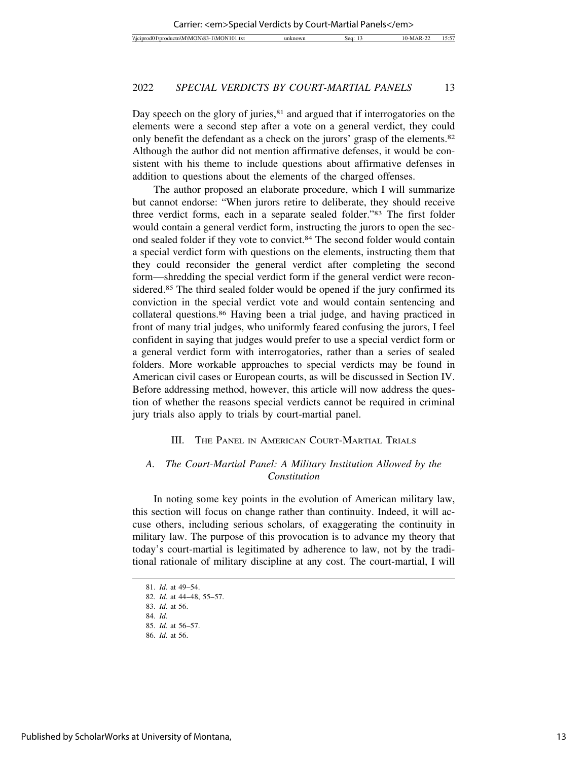Day speech on the glory of juries,[81] and argued that if interrogatories on the elements were a second step after a vote on a general verdict, they could only benefit the defendant as a check on the jurors' grasp of the elements.[82] Although the author did not mention affirmative defenses, it would be consistent with his theme to include questions about affirmative defenses in addition to questions about the elements of the charged offenses.

The author proposed an elaborate procedure, which I will summarize but cannot endorse: "When jurors retire to deliberate, they should receive three verdict forms, each in a separate sealed folder."[83] The first folder would contain a general verdict form, instructing the jurors to open the second sealed folder if they vote to convict.[84] The second folder would contain a special verdict form with questions on the elements, instructing them that they could reconsider the general verdict after completing the second form—shredding the special verdict form if the general verdict were reconsidered.[85] The third sealed folder would be opened if the jury confirmed its conviction in the special verdict vote and would contain sentencing and collateral questions.[86] Having been a trial judge, and having practiced in front of many trial judges, who uniformly feared confusing the jurors, I feel confident in saying that judges would prefer to use a special verdict form or a general verdict form with interrogatories, rather than a series of sealed folders. More workable approaches to special verdicts may be found in American civil cases or European courts, as will be discussed in Section IV. Before addressing method, however, this article will now address the question of whether the reasons special verdicts cannot be required in criminal jury trials also apply to trials by court-martial panel.

## III. The Panel in American Court-Martial Trials

### A. *The Court-Martial Panel: A Military Institution Allowed by the Constitution*

In noting some key points in the evolution of American military law, this section will focus on change rather than continuity. Indeed, it will accuse others, including serious scholars, of exaggerating the continuity in military law. The purpose of this provocation is to advance my theory that today's court-martial is legitimated by adherence to law, not by the traditional rationale of military discipline at any cost. The court-martial, I will

---

81. *Id.* at 49–54.
82. *Id.* at 44–48, 55–57.
83. *Id.* at 56.
84. *Id.*
85. *Id.* at 56–57.
86. *Id.* at 56.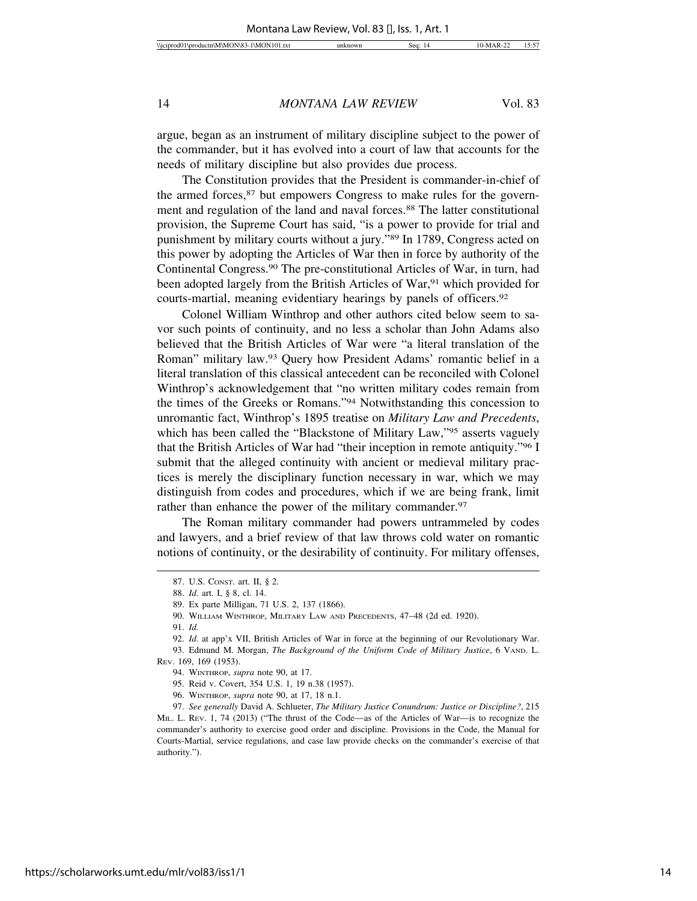argue, began as an instrument of military discipline subject to the power of the commander, but it has evolved into a court of law that accounts for the needs of military discipline but also provides due process.

The Constitution provides that the President is commander-in-chief of the armed forces,[87] but empowers Congress to make rules for the government and regulation of the land and naval forces.[88] The latter constitutional provision, the Supreme Court has said, "is a power to provide for trial and punishment by military courts without a jury."[89] In 1789, Congress acted on this power by adopting the Articles of War then in force by authority of the Continental Congress.[90] The pre-constitutional Articles of War, in turn, had been adopted largely from the British Articles of War,[91] which provided for courts-martial, meaning evidentiary hearings by panels of officers.[92]

Colonel William Winthrop and other authors cited below seem to savor such points of continuity, and no less a scholar than John Adams also believed that the British Articles of War were "a literal translation of the Roman" military law.[93] Query how President Adams' romantic belief in a literal translation of this classical antecedent can be reconciled with Colonel Winthrop's acknowledgement that "no written military codes remain from the times of the Greeks or Romans."[94] Notwithstanding this concession to unromantic fact, Winthrop's 1895 treatise on *Military Law and Precedents*, which has been called the "Blackstone of Military Law,"[95] asserts vaguely that the British Articles of War had "their inception in remote antiquity."[96] I submit that the alleged continuity with ancient or medieval military practices is merely the disciplinary function necessary in war, which we may distinguish from codes and procedures, which if we are being frank, limit rather than enhance the power of the military commander.[97]

The Roman military commander had powers untrammeled by codes and lawyers, and a brief review of that law throws cold water on romantic notions of continuity, or the desirability of continuity. For military offenses,

---

87. U.S. Const. art. II, § 2.

88. *Id.* art. I, § 8, cl. 14.

89. Ex parte Milligan, 71 U.S. 2, 137 (1866).

90. William Winthrop, Military Law and Precedents, 47–48 (2d ed. 1920).

91. *Id.*

92. *Id.* at app'x VII, British Articles of War in force at the beginning of our Revolutionary War.

93. Edmund M. Morgan, *The Background of the Uniform Code of Military Justice*, 6 Vand. L. Rev. 169, 169 (1953).

94. Winthrop, *supra* note 90, at 17.

95. Reid v. Covert, 354 U.S. 1, 19 n.38 (1957).

96. Winthrop, *supra* note 90, at 17, 18 n.1.

97. *See generally* David A. Schlueter, *The Military Justice Conundrum: Justice or Discipline?*, 215 Mil. L. Rev. 1, 74 (2013) ("The thrust of the Code—as of the Articles of War—is to recognize the commander's authority to exercise good order and discipline. Provisions in the Code, the Manual for Courts-Martial, service regulations, and case law provide checks on the commander's exercise of that authority.").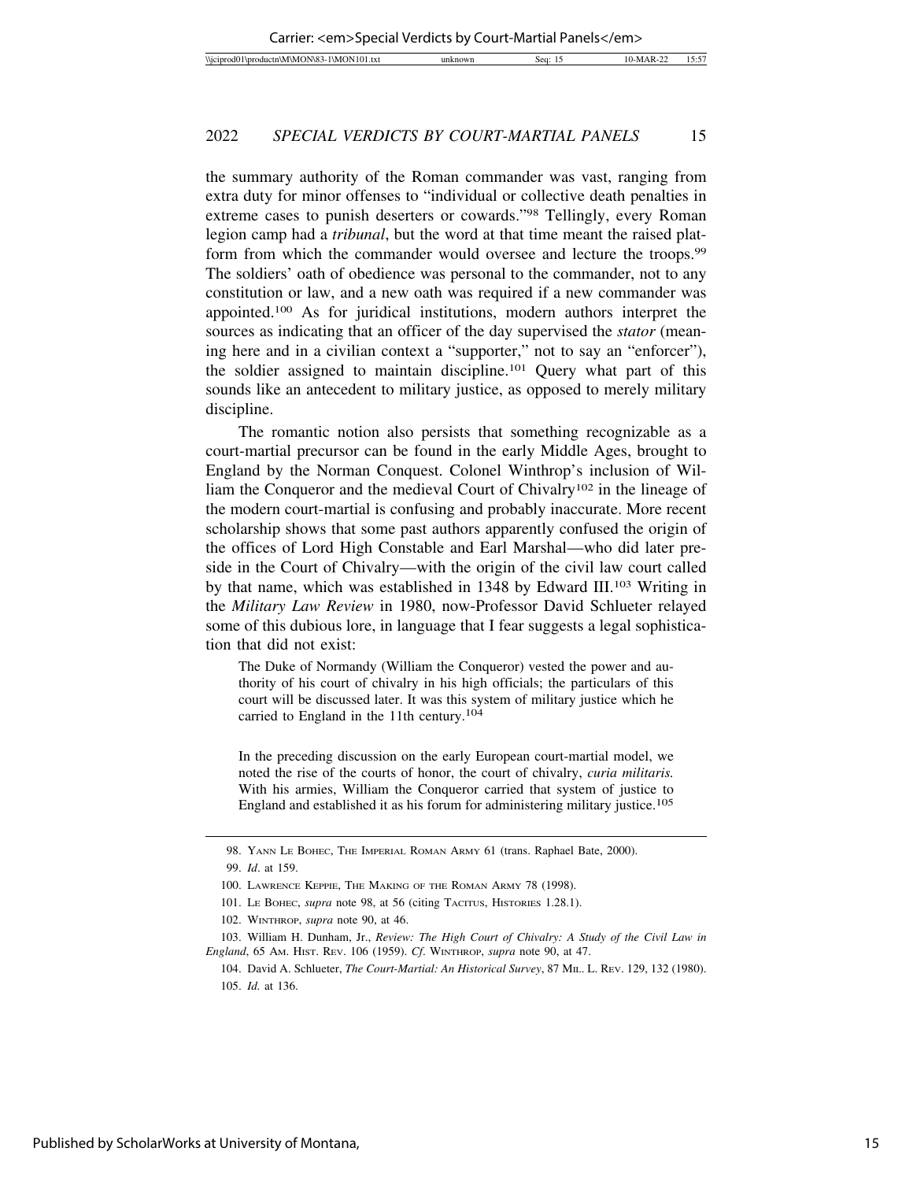the summary authority of the Roman commander was vast, ranging from extra duty for minor offenses to "individual or collective death penalties in extreme cases to punish deserters or cowards."[98] Tellingly, every Roman legion camp had a *tribunal*, but the word at that time meant the raised platform from which the commander would oversee and lecture the troops.[99] The soldiers' oath of obedience was personal to the commander, not to any constitution or law, and a new oath was required if a new commander was appointed.[100] As for juridical institutions, modern authors interpret the sources as indicating that an officer of the day supervised the *stator* (meaning here and in a civilian context a "supporter," not to say an "enforcer"), the soldier assigned to maintain discipline.[101] Query what part of this sounds like an antecedent to military justice, as opposed to merely military discipline.

The romantic notion also persists that something recognizable as a court-martial precursor can be found in the early Middle Ages, brought to England by the Norman Conquest. Colonel Winthrop's inclusion of William the Conqueror and the medieval Court of Chivalry[102] in the lineage of the modern court-martial is confusing and probably inaccurate. More recent scholarship shows that some past authors apparently confused the origin of the offices of Lord High Constable and Earl Marshal—who did later preside in the Court of Chivalry—with the origin of the civil law court called by that name, which was established in 1348 by Edward III.[103] Writing in the *Military Law Review* in 1980, now-Professor David Schlueter relayed some of this dubious lore, in language that I fear suggests a legal sophistication that did not exist:

> The Duke of Normandy (William the Conqueror) vested the power and authority of his court of chivalry in his high officials; the particulars of this court will be discussed later. It was this system of military justice which he carried to England in the 11th century.[104]
>
> In the preceding discussion on the early European court-martial model, we noted the rise of the courts of honor, the court of chivalry, *curia militaris.* With his armies, William the Conqueror carried that system of justice to England and established it as his forum for administering military justice.[105]

---

98. YANN LE BOHEC, THE IMPERIAL ROMAN ARMY 61 (trans. Raphael Bate, 2000).

99. *Id*. at 159.

100. LAWRENCE KEPPIE, THE MAKING OF THE ROMAN ARMY 78 (1998).

101. LE BOHEC, *supra* note 98, at 56 (citing TACITUS, HISTORIES 1.28.1).

102. WINTHROP, *supra* note 90, at 46.

103. William H. Dunham, Jr., *Review: The High Court of Chivalry: A Study of the Civil Law in England*, 65 AM. HIST. REV. 106 (1959). *Cf*. WINTHROP, *supra* note 90, at 47.

104. David A. Schlueter, *The Court-Martial: An Historical Survey*, 87 MIL. L. REV. 129, 132 (1980).

105. *Id.* at 136.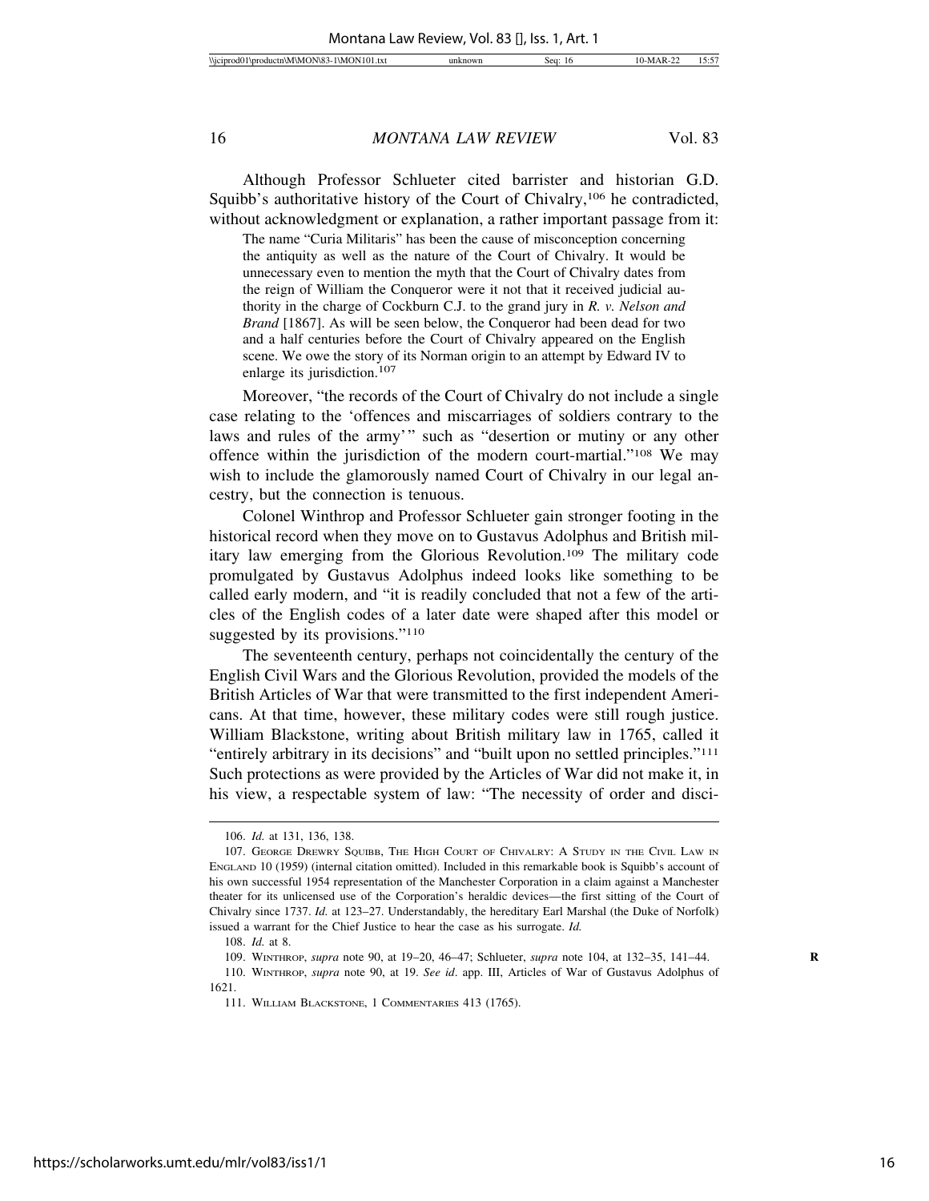Although Professor Schlueter cited barrister and historian G.D. Squibb's authoritative history of the Court of Chivalry,[106] he contradicted, without acknowledgment or explanation, a rather important passage from it:

> The name "Curia Militaris" has been the cause of misconception concerning the antiquity as well as the nature of the Court of Chivalry. It would be unnecessary even to mention the myth that the Court of Chivalry dates from the reign of William the Conqueror were it not that it received judicial authority in the charge of Cockburn C.J. to the grand jury in *R. v. Nelson and Brand* [1867]. As will be seen below, the Conqueror had been dead for two and a half centuries before the Court of Chivalry appeared on the English scene. We owe the story of its Norman origin to an attempt by Edward IV to enlarge its jurisdiction.[107]

Moreover, "the records of the Court of Chivalry do not include a single case relating to the 'offences and miscarriages of soldiers contrary to the laws and rules of the army'" such as "desertion or mutiny or any other offence within the jurisdiction of the modern court-martial."[108] We may wish to include the glamorously named Court of Chivalry in our legal ancestry, but the connection is tenuous.

Colonel Winthrop and Professor Schlueter gain stronger footing in the historical record when they move on to Gustavus Adolphus and British military law emerging from the Glorious Revolution.[109] The military code promulgated by Gustavus Adolphus indeed looks like something to be called early modern, and "it is readily concluded that not a few of the articles of the English codes of a later date were shaped after this model or suggested by its provisions."[110]

The seventeenth century, perhaps not coincidentally the century of the English Civil Wars and the Glorious Revolution, provided the models of the British Articles of War that were transmitted to the first independent Americans. At that time, however, these military codes were still rough justice. William Blackstone, writing about British military law in 1765, called it "entirely arbitrary in its decisions" and "built upon no settled principles."[111] Such protections as were provided by the Articles of War did not make it, in his view, a respectable system of law: "The necessity of order and disci-

---

106. *Id.* at 131, 136, 138.

107. George Drewry Squibb, The High Court of Chivalry: A Study in the Civil Law in England 10 (1959) (internal citation omitted). Included in this remarkable book is Squibb's account of his own successful 1954 representation of the Manchester Corporation in a claim against a Manchester theater for its unlicensed use of the Corporation's heraldic devices—the first sitting of the Court of Chivalry since 1737. *Id.* at 123–27. Understandably, the hereditary Earl Marshal (the Duke of Norfolk) issued a warrant for the Chief Justice to hear the case as his surrogate. *Id.*

108. *Id.* at 8.

109. Winthrop, *supra* note 90, at 19–20, 46–47; Schlueter, *supra* note 104, at 132–35, 141–44.

110. Winthrop, *supra* note 90, at 19. *See id*. app. III, Articles of War of Gustavus Adolphus of 1621.

111. William Blackstone, 1 Commentaries 413 (1765).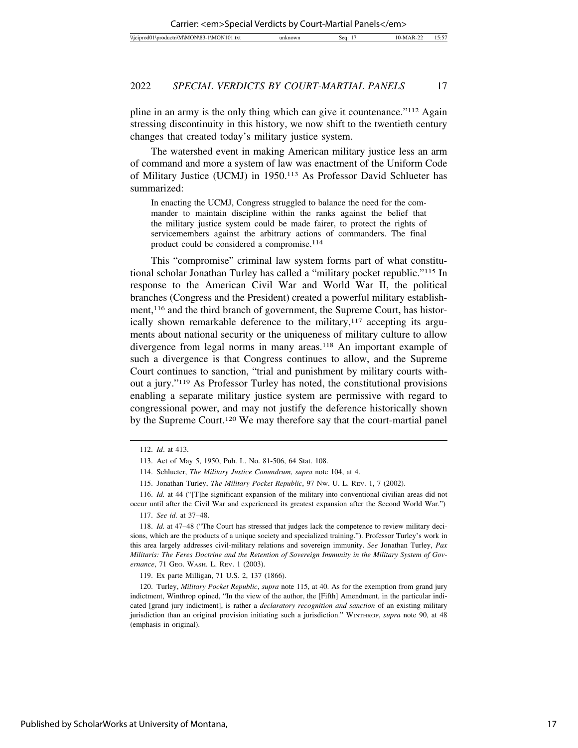pline in an army is the only thing which can give it countenance."[112] Again stressing discontinuity in this history, we now shift to the twentieth century changes that created today's military justice system.

The watershed event in making American military justice less an arm of command and more a system of law was enactment of the Uniform Code of Military Justice (UCMJ) in 1950.[113] As Professor David Schlueter has summarized:

> In enacting the UCMJ, Congress struggled to balance the need for the commander to maintain discipline within the ranks against the belief that the military justice system could be made fairer, to protect the rights of servicemembers against the arbitrary actions of commanders. The final product could be considered a compromise.[114]

This "compromise" criminal law system forms part of what constitutional scholar Jonathan Turley has called a "military pocket republic."[115] In response to the American Civil War and World War II, the political branches (Congress and the President) created a powerful military establishment,[116] and the third branch of government, the Supreme Court, has historically shown remarkable deference to the military,[117] accepting its arguments about national security or the uniqueness of military culture to allow divergence from legal norms in many areas.[118] An important example of such a divergence is that Congress continues to allow, and the Supreme Court continues to sanction, "trial and punishment by military courts without a jury."[119] As Professor Turley has noted, the constitutional provisions enabling a separate military justice system are permissive with regard to congressional power, and may not justify the deference historically shown by the Supreme Court.[120] We may therefore say that the court-martial panel

---

112. *Id*. at 413.

113. Act of May 5, 1950, Pub. L. No. 81-506, 64 Stat. 108.

114. Schlueter, *The Military Justice Conundrum*, *supra* note 104, at 4.

115. Jonathan Turley, *The Military Pocket Republic*, 97 Nw. U. L. Rev. 1, 7 (2002).

116. *Id.* at 44 ("[T]he significant expansion of the military into conventional civilian areas did not occur until after the Civil War and experienced its greatest expansion after the Second World War.")

117. *See id.* at 37–48.

118. *Id.* at 47–48 ("The Court has stressed that judges lack the competence to review military decisions, which are the products of a unique society and specialized training."). Professor Turley's work in this area largely addresses civil-military relations and sovereign immunity. *See* Jonathan Turley, *Pax Militaris: The Feres Doctrine and the Retention of Sovereign Immunity in the Military System of Governance*, 71 Geo. Wash. L. Rev. 1 (2003).

119. Ex parte Milligan, 71 U.S. 2, 137 (1866).

120. Turley, *Military Pocket Republic*, *supra* note 115, at 40. As for the exemption from grand jury indictment, Winthrop opined, "In the view of the author, the [Fifth] Amendment, in the particular indicated [grand jury indictment], is rather a *declaratory recognition and sanction* of an existing military jurisdiction than an original provision initiating such a jurisdiction." Winthrop, *supra* note 90, at 48 (emphasis in original).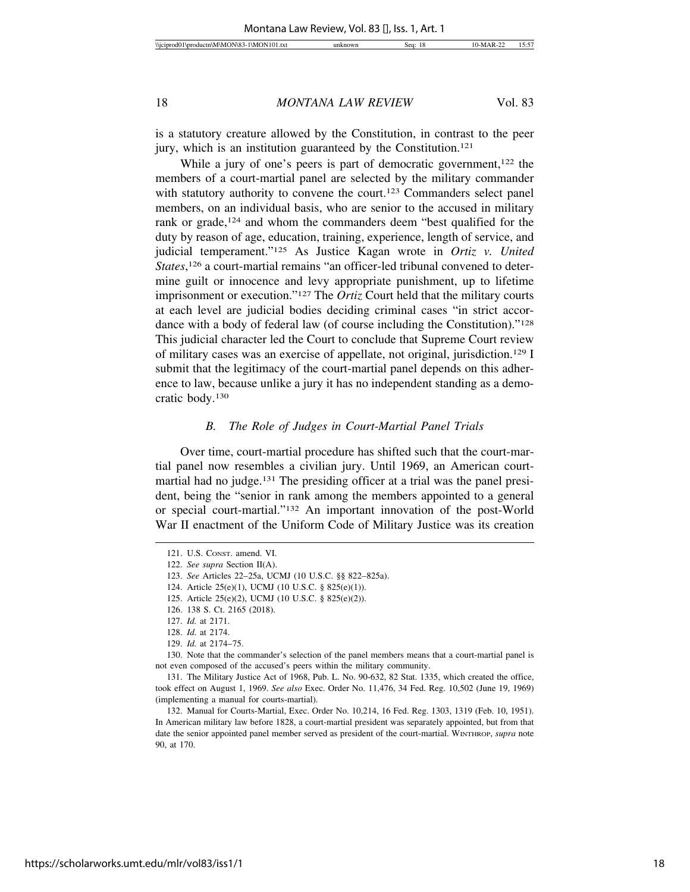is a statutory creature allowed by the Constitution, in contrast to the peer jury, which is an institution guaranteed by the Constitution.[121]

While a jury of one's peers is part of democratic government,[122] the members of a court-martial panel are selected by the military commander with statutory authority to convene the court.[123] Commanders select panel members, on an individual basis, who are senior to the accused in military rank or grade,[124] and whom the commanders deem "best qualified for the duty by reason of age, education, training, experience, length of service, and judicial temperament."[125] As Justice Kagan wrote in *Ortiz v. United States*,[126] a court-martial remains "an officer-led tribunal convened to determine guilt or innocence and levy appropriate punishment, up to lifetime imprisonment or execution."[127] The *Ortiz* Court held that the military courts at each level are judicial bodies deciding criminal cases "in strict accordance with a body of federal law (of course including the Constitution)."[128] This judicial character led the Court to conclude that Supreme Court review of military cases was an exercise of appellate, not original, jurisdiction.[129] I submit that the legitimacy of the court-martial panel depends on this adherence to law, because unlike a jury it has no independent standing as a democratic body.[130]

### *B. The Role of Judges in Court-Martial Panel Trials*

Over time, court-martial procedure has shifted such that the court-martial panel now resembles a civilian jury. Until 1969, an American court-martial had no judge.[131] The presiding officer at a trial was the panel president, being the "senior in rank among the members appointed to a general or special court-martial."[132] An important innovation of the post-World War II enactment of the Uniform Code of Military Justice was its creation

---

121. U.S. Const. amend. VI.

122. *See supra* Section II(A).

123. *See* Articles 22–25a, UCMJ (10 U.S.C. §§ 822–825a).

124. Article 25(e)(1), UCMJ (10 U.S.C. § 825(e)(1)).

125. Article 25(e)(2), UCMJ (10 U.S.C. § 825(e)(2)).

126. 138 S. Ct. 2165 (2018).

127. *Id.* at 2171.

128. *Id.* at 2174.

129. *Id.* at 2174–75.

130. Note that the commander's selection of the panel members means that a court-martial panel is not even composed of the accused's peers within the military community.

131. The Military Justice Act of 1968, Pub. L. No. 90-632, 82 Stat. 1335, which created the office, took effect on August 1, 1969. *See also* Exec. Order No. 11,476, 34 Fed. Reg. 10,502 (June 19, 1969) (implementing a manual for courts-martial).

132. Manual for Courts-Martial, Exec. Order No. 10,214, 16 Fed. Reg. 1303, 1319 (Feb. 10, 1951). In American military law before 1828, a court-martial president was separately appointed, but from that date the senior appointed panel member served as president of the court-martial. Winthrop, *supra* note 90, at 170.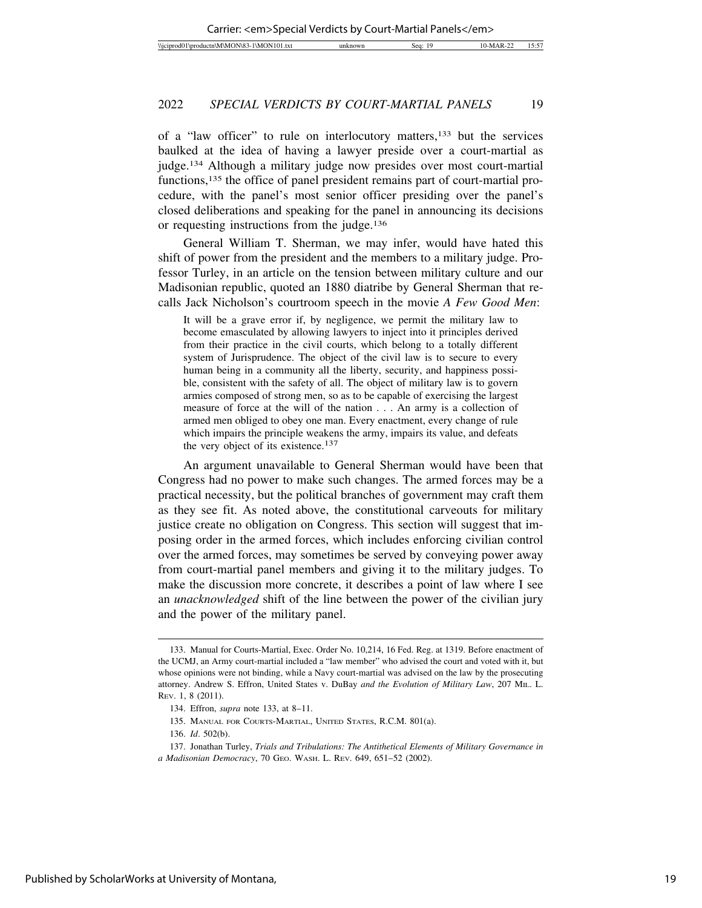of a "law officer" to rule on interlocutory matters,[133] but the services baulked at the idea of having a lawyer preside over a court-martial as judge.[134] Although a military judge now presides over most court-martial functions,[135] the office of panel president remains part of court-martial procedure, with the panel's most senior officer presiding over the panel's closed deliberations and speaking for the panel in announcing its decisions or requesting instructions from the judge.[136]

General William T. Sherman, we may infer, would have hated this shift of power from the president and the members to a military judge. Professor Turley, in an article on the tension between military culture and our Madisonian republic, quoted an 1880 diatribe by General Sherman that recalls Jack Nicholson's courtroom speech in the movie *A Few Good Men*:

> It will be a grave error if, by negligence, we permit the military law to become emasculated by allowing lawyers to inject into it principles derived from their practice in the civil courts, which belong to a totally different system of Jurisprudence. The object of the civil law is to secure to every human being in a community all the liberty, security, and happiness possible, consistent with the safety of all. The object of military law is to govern armies composed of strong men, so as to be capable of exercising the largest measure of force at the will of the nation . . . An army is a collection of armed men obliged to obey one man. Every enactment, every change of rule which impairs the principle weakens the army, impairs its value, and defeats the very object of its existence.[137]

An argument unavailable to General Sherman would have been that Congress had no power to make such changes. The armed forces may be a practical necessity, but the political branches of government may craft them as they see fit. As noted above, the constitutional carveouts for military justice create no obligation on Congress. This section will suggest that imposing order in the armed forces, which includes enforcing civilian control over the armed forces, may sometimes be served by conveying power away from court-martial panel members and giving it to the military judges. To make the discussion more concrete, it describes a point of law where I see an *unacknowledged* shift of the line between the power of the civilian jury and the power of the military panel.

---

133. Manual for Courts-Martial, Exec. Order No. 10,214, 16 Fed. Reg. at 1319. Before enactment of the UCMJ, an Army court-martial included a "law member" who advised the court and voted with it, but whose opinions were not binding, while a Navy court-martial was advised on the law by the prosecuting attorney. Andrew S. Effron, United States v. DuBay *and the Evolution of Military Law*, 207 MIL. L. REV. 1, 8 (2011).

134. Effron, *supra* note 133, at 8–11.

135. MANUAL FOR COURTS-MARTIAL, UNITED STATES, R.C.M. 801(a).

136. *Id*. 502(b).

137. Jonathan Turley, *Trials and Tribulations: The Antithetical Elements of Military Governance in a Madisonian Democracy*, 70 GEO. WASH. L. REV. 649, 651–52 (2002).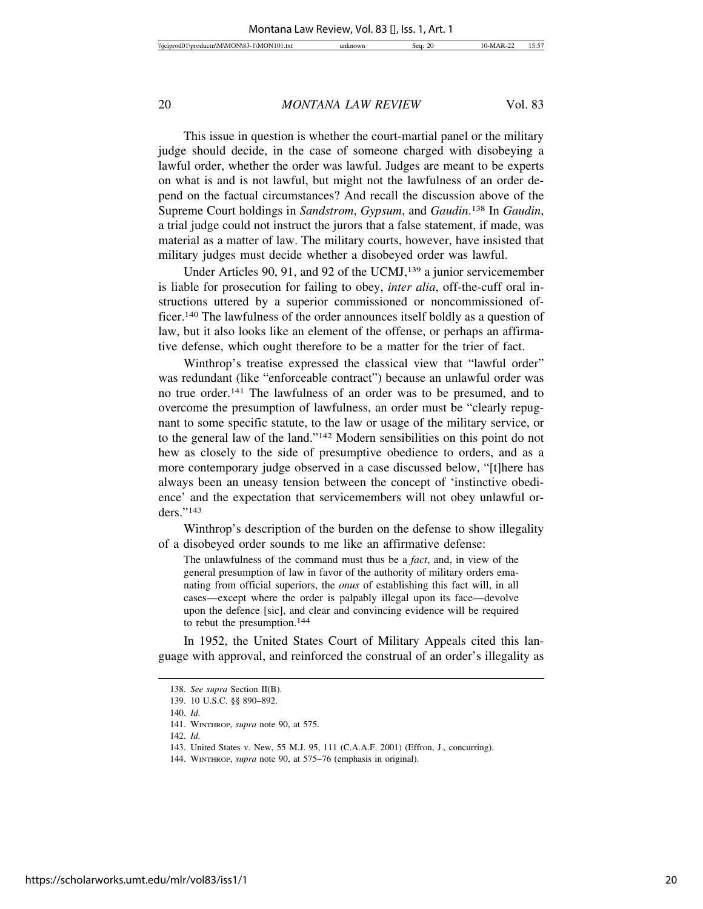This issue in question is whether the court-martial panel or the military judge should decide, in the case of someone charged with disobeying a lawful order, whether the order was lawful. Judges are meant to be experts on what is and is not lawful, but might not the lawfulness of an order depend on the factual circumstances? And recall the discussion above of the Supreme Court holdings in *Sandstrom*, *Gypsum*, and *Gaudin*.[138] In *Gaudin*, a trial judge could not instruct the jurors that a false statement, if made, was material as a matter of law. The military courts, however, have insisted that military judges must decide whether a disobeyed order was lawful.

Under Articles 90, 91, and 92 of the UCMJ,[139] a junior servicemember is liable for prosecution for failing to obey, *inter alia*, off-the-cuff oral instructions uttered by a superior commissioned or noncommissioned officer.[140] The lawfulness of the order announces itself boldly as a question of law, but it also looks like an element of the offense, or perhaps an affirmative defense, which ought therefore to be a matter for the trier of fact.

Winthrop's treatise expressed the classical view that "lawful order" was redundant (like "enforceable contract") because an unlawful order was no true order.[141] The lawfulness of an order was to be presumed, and to overcome the presumption of lawfulness, an order must be "clearly repugnant to some specific statute, to the law or usage of the military service, or to the general law of the land."[142] Modern sensibilities on this point do not hew as closely to the side of presumptive obedience to orders, and as a more contemporary judge observed in a case discussed below, "[t]here has always been an uneasy tension between the concept of 'instinctive obedience' and the expectation that servicemembers will not obey unlawful orders."[143]

Winthrop's description of the burden on the defense to show illegality of a disobeyed order sounds to me like an affirmative defense:

> The unlawfulness of the command must thus be a *fact*, and, in view of the general presumption of law in favor of the authority of military orders emanating from official superiors, the *onus* of establishing this fact will, in all cases—except where the order is palpably illegal upon its face—devolve upon the defence [sic], and clear and convincing evidence will be required to rebut the presumption.[144]

In 1952, the United States Court of Military Appeals cited this language with approval, and reinforced the construal of an order's illegality as

---

138. *See supra* Section II(B).

139. 10 U.S.C. §§ 890–892.

140. *Id.*

141. WINTHROP, *supra* note 90, at 575.

142. *Id.*

143. United States v. New, 55 M.J. 95, 111 (C.A.A.F. 2001) (Effron, J., concurring).

144. WINTHROP, *supra* note 90, at 575–76 (emphasis in original).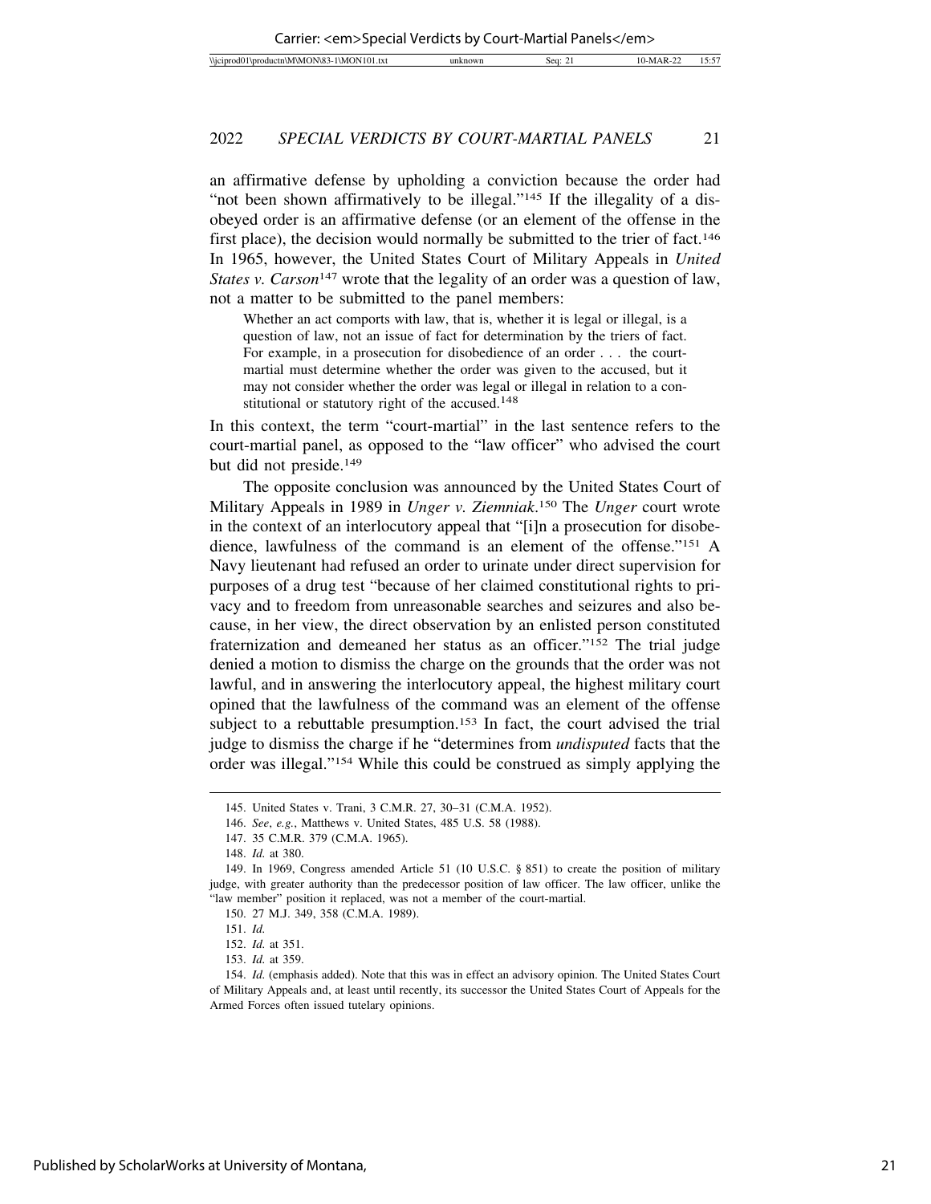an affirmative defense by upholding a conviction because the order had "not been shown affirmatively to be illegal."[145] If the illegality of a disobeyed order is an affirmative defense (or an element of the offense in the first place), the decision would normally be submitted to the trier of fact.[146] In 1965, however, the United States Court of Military Appeals in *United States v. Carson*[147] wrote that the legality of an order was a question of law, not a matter to be submitted to the panel members:

> Whether an act comports with law, that is, whether it is legal or illegal, is a question of law, not an issue of fact for determination by the triers of fact. For example, in a prosecution for disobedience of an order . . . the court-martial must determine whether the order was given to the accused, but it may not consider whether the order was legal or illegal in relation to a constitutional or statutory right of the accused.[148]

In this context, the term "court-martial" in the last sentence refers to the court-martial panel, as opposed to the "law officer" who advised the court but did not preside.[149]

The opposite conclusion was announced by the United States Court of Military Appeals in 1989 in *Unger v. Ziemniak*.[150] The *Unger* court wrote in the context of an interlocutory appeal that "[i]n a prosecution for disobedience, lawfulness of the command is an element of the offense."[151] A Navy lieutenant had refused an order to urinate under direct supervision for purposes of a drug test "because of her claimed constitutional rights to privacy and to freedom from unreasonable searches and seizures and also because, in her view, the direct observation by an enlisted person constituted fraternization and demeaned her status as an officer."[152] The trial judge denied a motion to dismiss the charge on the grounds that the order was not lawful, and in answering the interlocutory appeal, the highest military court opined that the lawfulness of the command was an element of the offense subject to a rebuttable presumption.[153] In fact, the court advised the trial judge to dismiss the charge if he "determines from *undisputed* facts that the order was illegal."[154] While this could be construed as simply applying the

145. United States v. Trani, 3 C.M.R. 27, 30–31 (C.M.A. 1952).

146. *See*, *e.g.*, Matthews v. United States, 485 U.S. 58 (1988).

147. 35 C.M.R. 379 (C.M.A. 1965).

148. *Id.* at 380.

149. In 1969, Congress amended Article 51 (10 U.S.C. § 851) to create the position of military judge, with greater authority than the predecessor position of law officer. The law officer, unlike the "law member" position it replaced, was not a member of the court-martial.

150. 27 M.J. 349, 358 (C.M.A. 1989).

151. *Id.*

152. *Id.* at 351.

153. *Id.* at 359.

154. *Id.* (emphasis added). Note that this was in effect an advisory opinion. The United States Court of Military Appeals and, at least until recently, its successor the United States Court of Appeals for the Armed Forces often issued tutelary opinions.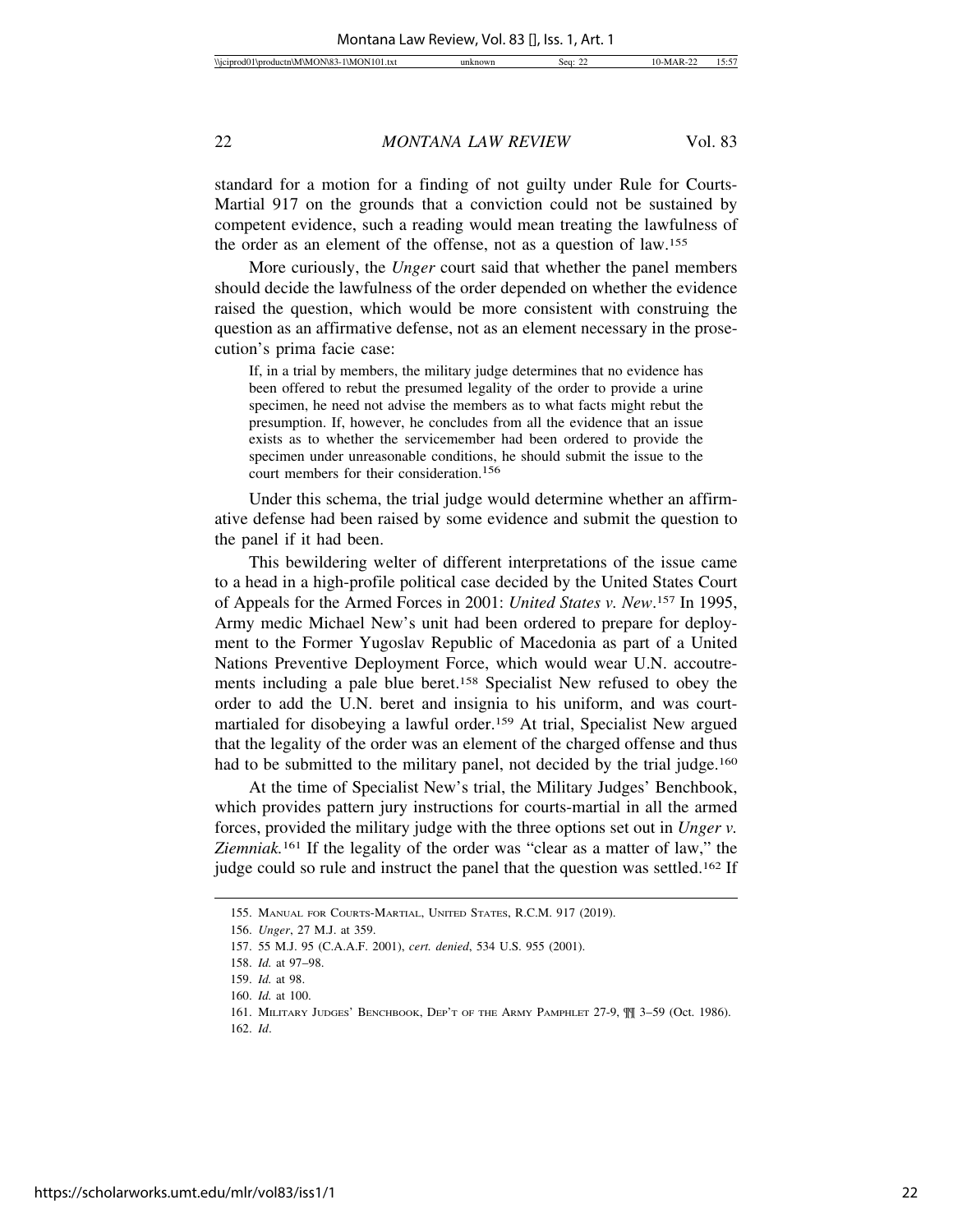standard for a motion for a finding of not guilty under Rule for Courts-Martial 917 on the grounds that a conviction could not be sustained by competent evidence, such a reading would mean treating the lawfulness of the order as an element of the offense, not as a question of law.[155]

More curiously, the *Unger* court said that whether the panel members should decide the lawfulness of the order depended on whether the evidence raised the question, which would be more consistent with construing the question as an affirmative defense, not as an element necessary in the prosecution's prima facie case:

> If, in a trial by members, the military judge determines that no evidence has been offered to rebut the presumed legality of the order to provide a urine specimen, he need not advise the members as to what facts might rebut the presumption. If, however, he concludes from all the evidence that an issue exists as to whether the servicemember had been ordered to provide the specimen under unreasonable conditions, he should submit the issue to the court members for their consideration.[156]

Under this schema, the trial judge would determine whether an affirmative defense had been raised by some evidence and submit the question to the panel if it had been.

This bewildering welter of different interpretations of the issue came to a head in a high-profile political case decided by the United States Court of Appeals for the Armed Forces in 2001: *United States v. New*.[157] In 1995, Army medic Michael New's unit had been ordered to prepare for deployment to the Former Yugoslav Republic of Macedonia as part of a United Nations Preventive Deployment Force, which would wear U.N. accoutrements including a pale blue beret.[158] Specialist New refused to obey the order to add the U.N. beret and insignia to his uniform, and was court-martialed for disobeying a lawful order.[159] At trial, Specialist New argued that the legality of the order was an element of the charged offense and thus had to be submitted to the military panel, not decided by the trial judge.[160]

At the time of Specialist New's trial, the Military Judges' Benchbook, which provides pattern jury instructions for courts-martial in all the armed forces, provided the military judge with the three options set out in *Unger v. Ziemniak*.[161] If the legality of the order was "clear as a matter of law," the judge could so rule and instruct the panel that the question was settled.[162] If

---

155. MANUAL FOR COURTS-MARTIAL, UNITED STATES, R.C.M. 917 (2019).

156. *Unger*, 27 M.J. at 359.

157. 55 M.J. 95 (C.A.A.F. 2001), *cert. denied*, 534 U.S. 955 (2001).

158. *Id.* at 97–98.

159. *Id.* at 98.

160. *Id.* at 100.

161. MILITARY JUDGES' BENCHBOOK, DEP'T OF THE ARMY PAMPHLET 27-9, ¶¶ 3–59 (Oct. 1986).

162. *Id*.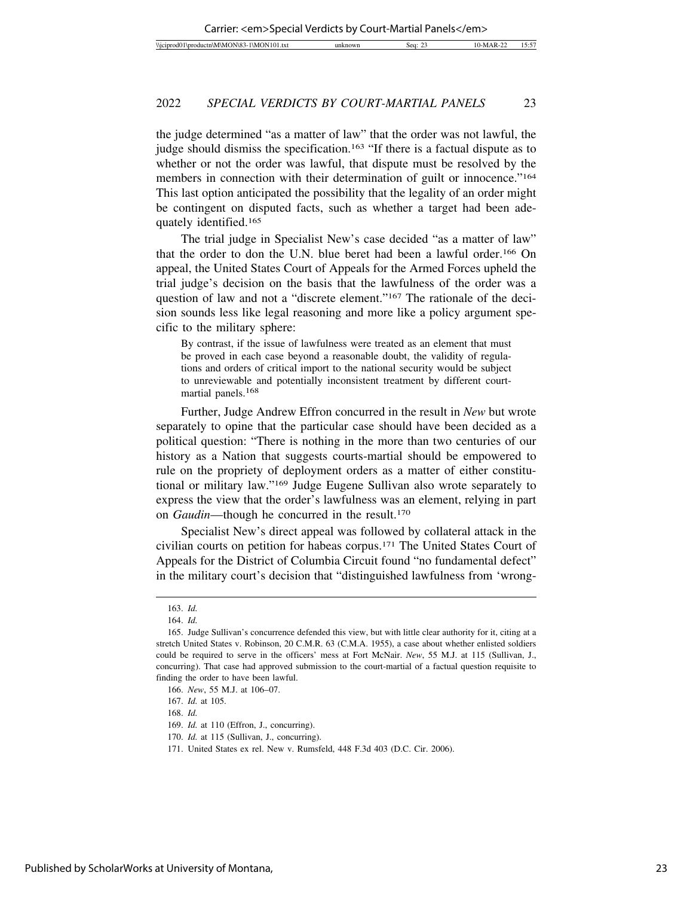the judge determined "as a matter of law" that the order was not lawful, the judge should dismiss the specification.[163] "If there is a factual dispute as to whether or not the order was lawful, that dispute must be resolved by the members in connection with their determination of guilt or innocence."[164] This last option anticipated the possibility that the legality of an order might be contingent on disputed facts, such as whether a target had been adequately identified.[165]

The trial judge in Specialist New's case decided "as a matter of law" that the order to don the U.N. blue beret had been a lawful order.[166] On appeal, the United States Court of Appeals for the Armed Forces upheld the trial judge's decision on the basis that the lawfulness of the order was a question of law and not a "discrete element."[167] The rationale of the decision sounds less like legal reasoning and more like a policy argument specific to the military sphere:

> By contrast, if the issue of lawfulness were treated as an element that must be proved in each case beyond a reasonable doubt, the validity of regulations and orders of critical import to the national security would be subject to unreviewable and potentially inconsistent treatment by different court-martial panels.[168]

Further, Judge Andrew Effron concurred in the result in *New* but wrote separately to opine that the particular case should have been decided as a political question: "There is nothing in the more than two centuries of our history as a Nation that suggests courts-martial should be empowered to rule on the propriety of deployment orders as a matter of either constitutional or military law."[169] Judge Eugene Sullivan also wrote separately to express the view that the order's lawfulness was an element, relying in part on *Gaudin*—though he concurred in the result.[170]

Specialist New's direct appeal was followed by collateral attack in the civilian courts on petition for habeas corpus.[171] The United States Court of Appeals for the District of Columbia Circuit found "no fundamental defect" in the military court's decision that "distinguished lawfulness from 'wrong-

---

163. *Id.*

164. *Id.*

165. Judge Sullivan's concurrence defended this view, but with little clear authority for it, citing at a stretch United States v. Robinson, 20 C.M.R. 63 (C.M.A. 1955), a case about whether enlisted soldiers could be required to serve in the officers' mess at Fort McNair. *New*, 55 M.J. at 115 (Sullivan, J., concurring). That case had approved submission to the court-martial of a factual question requisite to finding the order to have been lawful.

166. *New*, 55 M.J. at 106–07.

167. *Id.* at 105.

168. *Id.*

169. *Id.* at 110 (Effron, J., concurring).

170. *Id.* at 115 (Sullivan, J., concurring).

171. United States ex rel. New v. Rumsfeld, 448 F.3d 403 (D.C. Cir. 2006).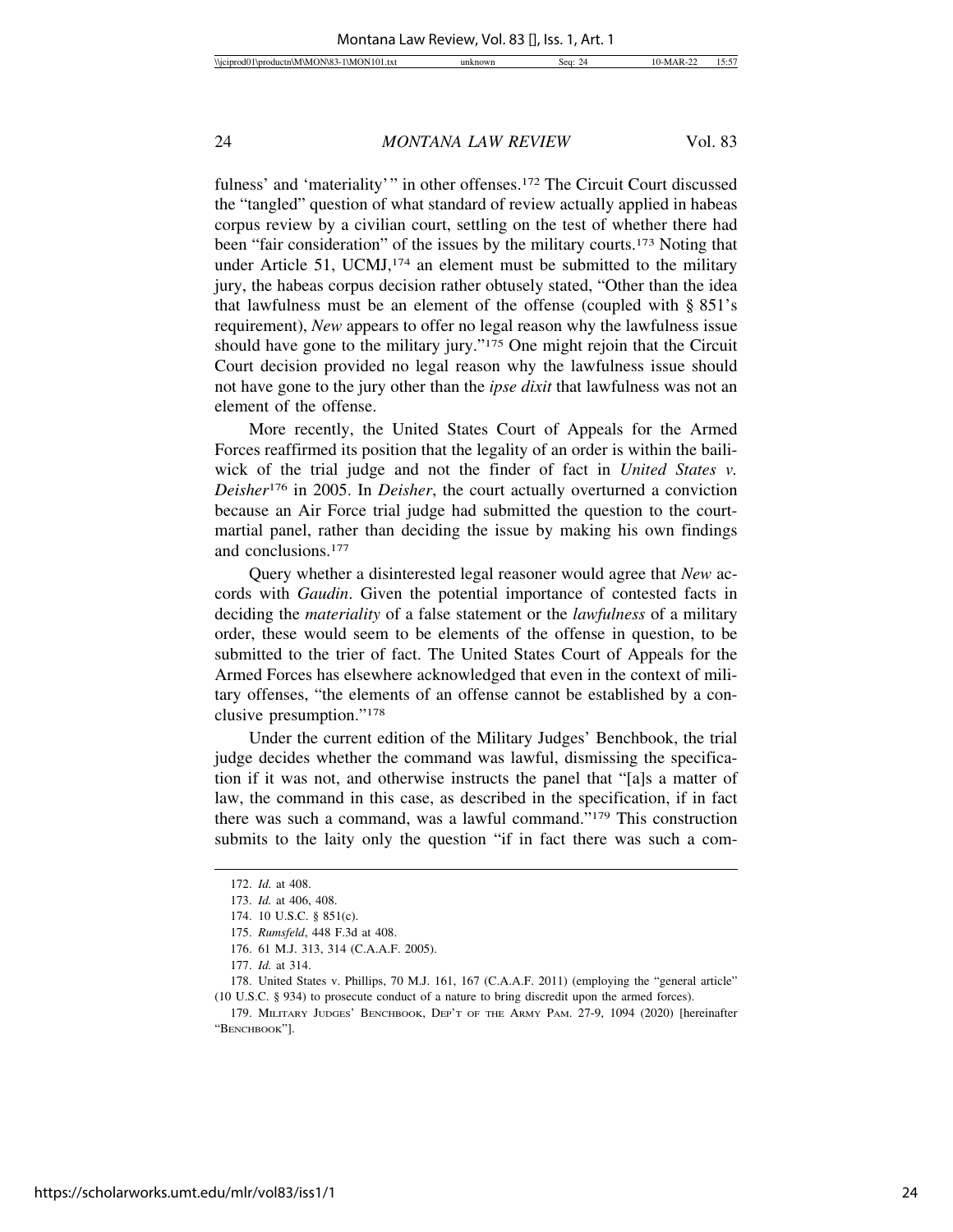fulness' and 'materiality'" in other offenses.[172] The Circuit Court discussed the "tangled" question of what standard of review actually applied in habeas corpus review by a civilian court, settling on the test of whether there had been "fair consideration" of the issues by the military courts.[173] Noting that under Article 51, UCMJ,[174] an element must be submitted to the military jury, the habeas corpus decision rather obtusely stated, "Other than the idea that lawfulness must be an element of the offense (coupled with § 851's requirement), *New* appears to offer no legal reason why the lawfulness issue should have gone to the military jury."[175] One might rejoin that the Circuit Court decision provided no legal reason why the lawfulness issue should not have gone to the jury other than the *ipse dixit* that lawfulness was not an element of the offense.

More recently, the United States Court of Appeals for the Armed Forces reaffirmed its position that the legality of an order is within the bailiwick of the trial judge and not the finder of fact in *United States v. Deisher*[176] in 2005. In *Deisher*, the court actually overturned a conviction because an Air Force trial judge had submitted the question to the court-martial panel, rather than deciding the issue by making his own findings and conclusions.[177]

Query whether a disinterested legal reasoner would agree that *New* accords with *Gaudin*. Given the potential importance of contested facts in deciding the *materiality* of a false statement or the *lawfulness* of a military order, these would seem to be elements of the offense in question, to be submitted to the trier of fact. The United States Court of Appeals for the Armed Forces has elsewhere acknowledged that even in the context of military offenses, "the elements of an offense cannot be established by a conclusive presumption."[178]

Under the current edition of the Military Judges' Benchbook, the trial judge decides whether the command was lawful, dismissing the specification if it was not, and otherwise instructs the panel that "[a]s a matter of law, the command in this case, as described in the specification, if in fact there was such a command, was a lawful command."[179] This construction submits to the laity only the question "if in fact there was such a com-

172. *Id.* at 408.

173. *Id.* at 406, 408.

174. 10 U.S.C. § 851(c).

175. *Rumsfeld*, 448 F.3d at 408.

176. 61 M.J. 313, 314 (C.A.A.F. 2005).

177. *Id.* at 314.

178. United States v. Phillips, 70 M.J. 161, 167 (C.A.A.F. 2011) (employing the "general article" (10 U.S.C. § 934) to prosecute conduct of a nature to bring discredit upon the armed forces).

179. MILITARY JUDGES' BENCHBOOK, DEP'T OF THE ARMY PAM. 27-9, 1094 (2020) [hereinafter "BENCHBOOK"].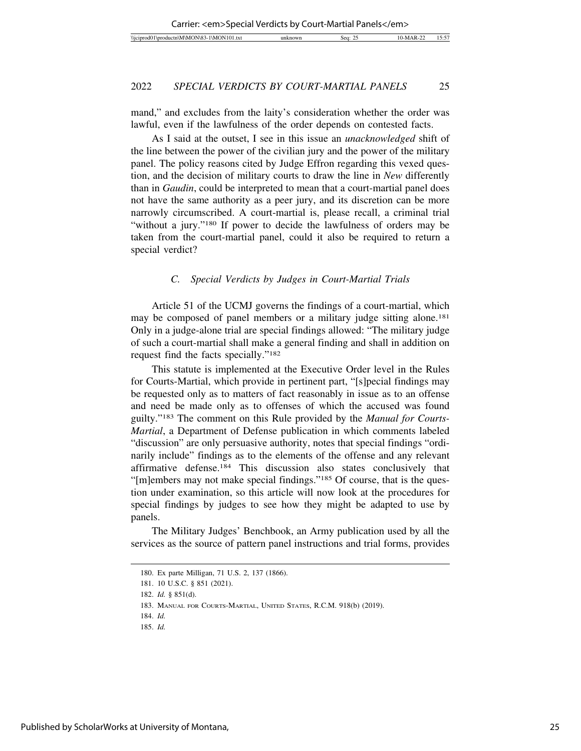mand," and excludes from the laity's consideration whether the order was lawful, even if the lawfulness of the order depends on contested facts.

As I said at the outset, I see in this issue an *unacknowledged* shift of the line between the power of the civilian jury and the power of the military panel. The policy reasons cited by Judge Effron regarding this vexed question, and the decision of military courts to draw the line in *New* differently than in *Gaudin*, could be interpreted to mean that a court-martial panel does not have the same authority as a peer jury, and its discretion can be more narrowly circumscribed. A court-martial is, please recall, a criminal trial "without a jury."[180] If power to decide the lawfulness of orders may be taken from the court-martial panel, could it also be required to return a special verdict?

### *C. Special Verdicts by Judges in Court-Martial Trials*

Article 51 of the UCMJ governs the findings of a court-martial, which may be composed of panel members or a military judge sitting alone.[181] Only in a judge-alone trial are special findings allowed: "The military judge of such a court-martial shall make a general finding and shall in addition on request find the facts specially."[182]

This statute is implemented at the Executive Order level in the Rules for Courts-Martial, which provide in pertinent part, "[s]pecial findings may be requested only as to matters of fact reasonably in issue as to an offense and need be made only as to offenses of which the accused was found guilty."[183] The comment on this Rule provided by the *Manual for Courts-Martial*, a Department of Defense publication in which comments labeled "discussion" are only persuasive authority, notes that special findings "ordinarily include" findings as to the elements of the offense and any relevant affirmative defense.[184] This discussion also states conclusively that "[m]embers may not make special findings."[185] Of course, that is the question under examination, so this article will now look at the procedures for special findings by judges to see how they might be adapted to use by panels.

The Military Judges' Benchbook, an Army publication used by all the services as the source of pattern panel instructions and trial forms, provides

---

180. Ex parte Milligan, 71 U.S. 2, 137 (1866).

181. 10 U.S.C. § 851 (2021).

182. *Id.* § 851(d).

183. Manual for Courts-Martial, United States, R.C.M. 918(b) (2019).

184. *Id.*

185. *Id.*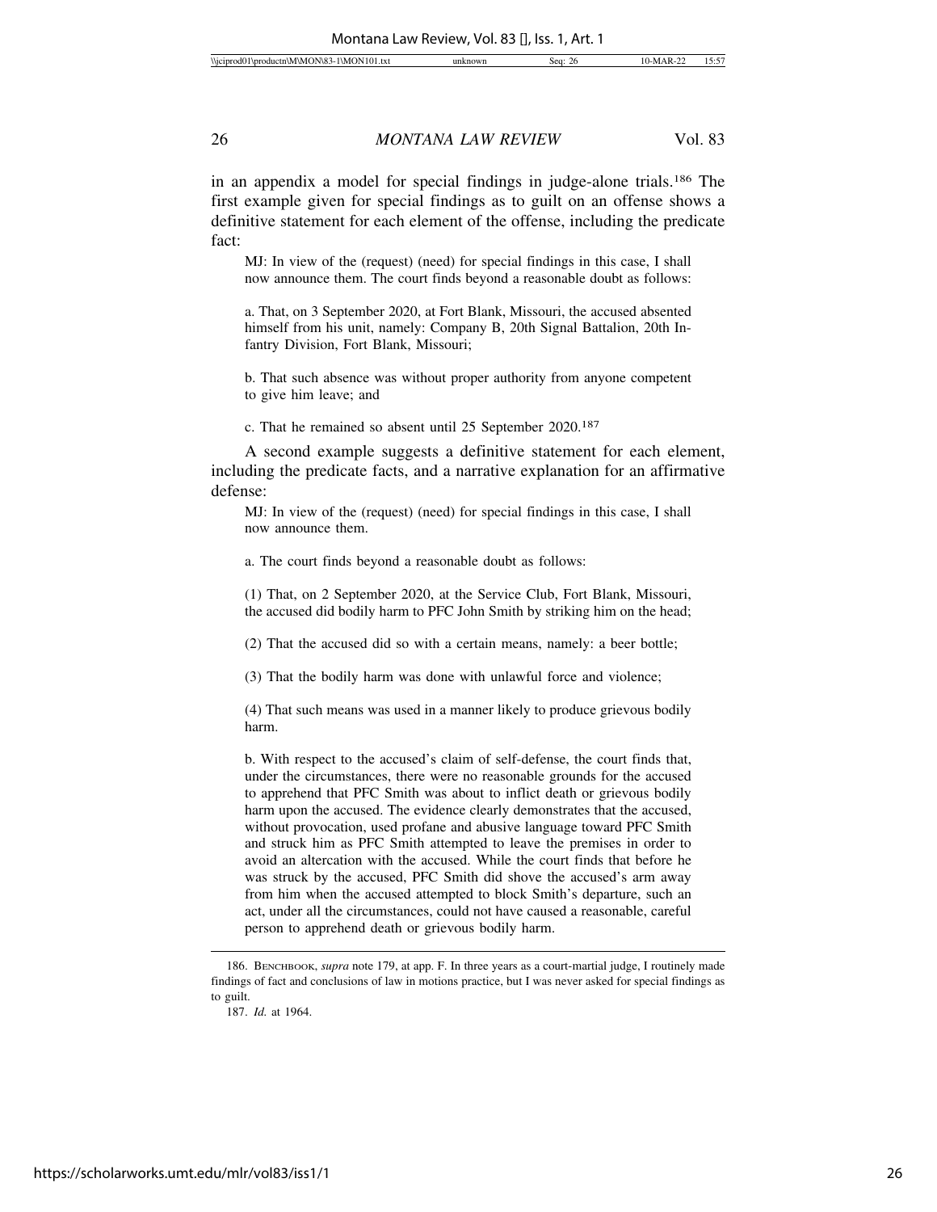in an appendix a model for special findings in judge-alone trials.[186] The first example given for special findings as to guilt on an offense shows a definitive statement for each element of the offense, including the predicate fact:

> MJ: In view of the (request) (need) for special findings in this case, I shall now announce them. The court finds beyond a reasonable doubt as follows:
>
> a. That, on 3 September 2020, at Fort Blank, Missouri, the accused absented himself from his unit, namely: Company B, 20th Signal Battalion, 20th Infantry Division, Fort Blank, Missouri;
>
> b. That such absence was without proper authority from anyone competent to give him leave; and
>
> c. That he remained so absent until 25 September 2020.[187]

A second example suggests a definitive statement for each element, including the predicate facts, and a narrative explanation for an affirmative defense:

> MJ: In view of the (request) (need) for special findings in this case, I shall now announce them.
>
> a. The court finds beyond a reasonable doubt as follows:
>
> (1) That, on 2 September 2020, at the Service Club, Fort Blank, Missouri, the accused did bodily harm to PFC John Smith by striking him on the head;
>
> (2) That the accused did so with a certain means, namely: a beer bottle;
>
> (3) That the bodily harm was done with unlawful force and violence;
>
> (4) That such means was used in a manner likely to produce grievous bodily harm.
>
> b. With respect to the accused's claim of self-defense, the court finds that, under the circumstances, there were no reasonable grounds for the accused to apprehend that PFC Smith was about to inflict death or grievous bodily harm upon the accused. The evidence clearly demonstrates that the accused, without provocation, used profane and abusive language toward PFC Smith and struck him as PFC Smith attempted to leave the premises in order to avoid an altercation with the accused. While the court finds that before he was struck by the accused, PFC Smith did shove the accused's arm away from him when the accused attempted to block Smith's departure, such an act, under all the circumstances, could not have caused a reasonable, careful person to apprehend death or grievous bodily harm.

---

186. BENCHBOOK, *supra* note 179, at app. F. In three years as a court-martial judge, I routinely made findings of fact and conclusions of law in motions practice, but I was never asked for special findings as to guilt.

187. *Id.* at 1964.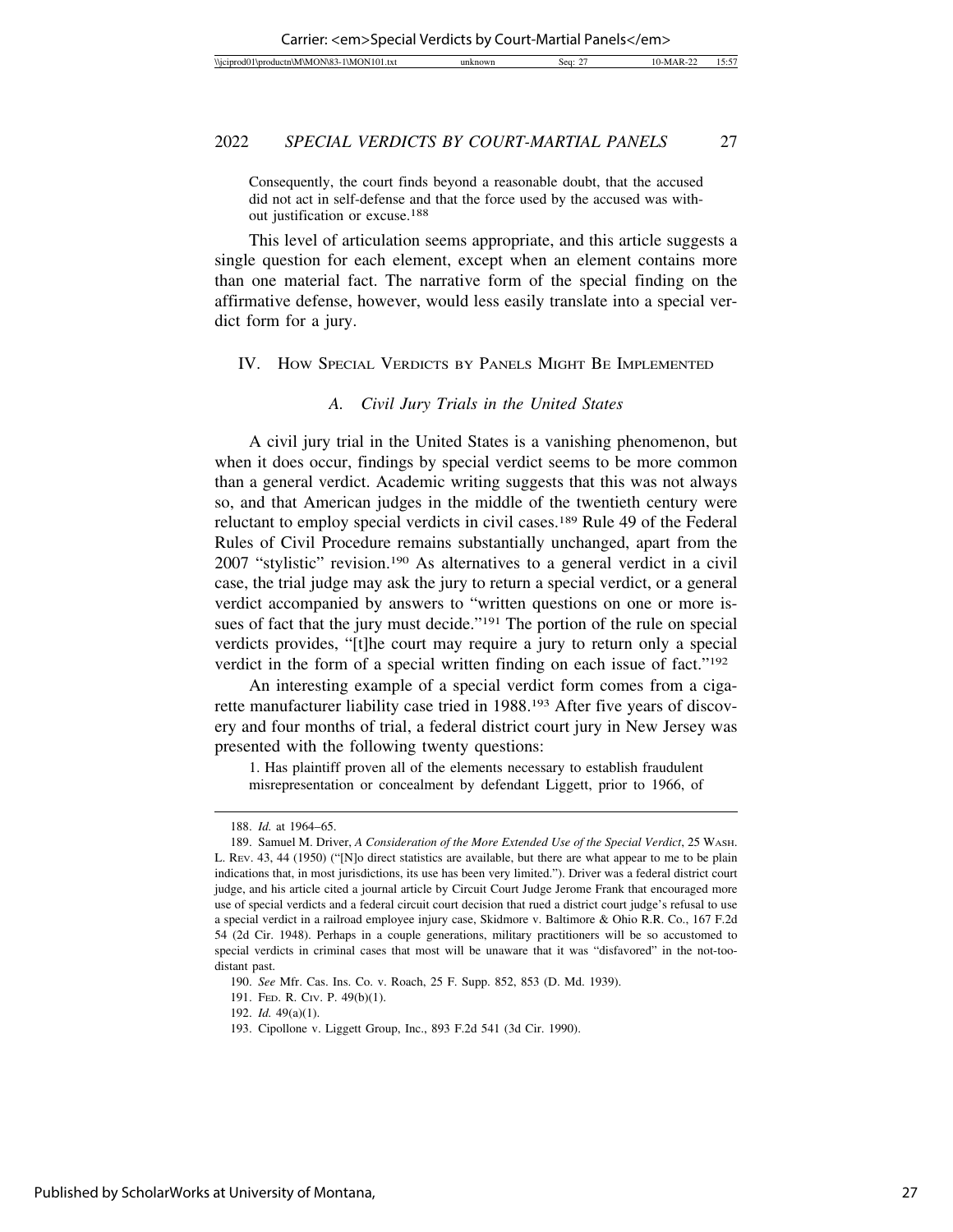Consequently, the court finds beyond a reasonable doubt, that the accused did not act in self-defense and that the force used by the accused was without justification or excuse.[188]

This level of articulation seems appropriate, and this article suggests a single question for each element, except when an element contains more than one material fact. The narrative form of the special finding on the affirmative defense, however, would less easily translate into a special verdict form for a jury.

## IV. How Special Verdicts by Panels Might Be Implemented

### A. *Civil Jury Trials in the United States*

A civil jury trial in the United States is a vanishing phenomenon, but when it does occur, findings by special verdict seems to be more common than a general verdict. Academic writing suggests that this was not always so, and that American judges in the middle of the twentieth century were reluctant to employ special verdicts in civil cases.[189] Rule 49 of the Federal Rules of Civil Procedure remains substantially unchanged, apart from the 2007 "stylistic" revision.[190] As alternatives to a general verdict in a civil case, the trial judge may ask the jury to return a special verdict, or a general verdict accompanied by answers to "written questions on one or more issues of fact that the jury must decide."[191] The portion of the rule on special verdicts provides, "[t]he court may require a jury to return only a special verdict in the form of a special written finding on each issue of fact."[192]

An interesting example of a special verdict form comes from a cigarette manufacturer liability case tried in 1988.[193] After five years of discovery and four months of trial, a federal district court jury in New Jersey was presented with the following twenty questions:

1. Has plaintiff proven all of the elements necessary to establish fraudulent misrepresentation or concealment by defendant Liggett, prior to 1966, of

---

188. *Id.* at 1964–65.

189. Samuel M. Driver, *A Consideration of the More Extended Use of the Special Verdict*, 25 Wash. L. Rev. 43, 44 (1950) ("[N]o direct statistics are available, but there are what appear to me to be plain indications that, in most jurisdictions, its use has been very limited."). Driver was a federal district court judge, and his article cited a journal article by Circuit Court Judge Jerome Frank that encouraged more use of special verdicts and a federal circuit court decision that rued a district court judge's refusal to use a special verdict in a railroad employee injury case, Skidmore v. Baltimore & Ohio R.R. Co., 167 F.2d 54 (2d Cir. 1948). Perhaps in a couple generations, military practitioners will be so accustomed to special verdicts in criminal cases that most will be unaware that it was "disfavored" in the not-too-distant past.

190. *See* Mfr. Cas. Ins. Co. v. Roach, 25 F. Supp. 852, 853 (D. Md. 1939).

191. Fed. R. Civ. P. 49(b)(1).

192. *Id.* 49(a)(1).

193. Cipollone v. Liggett Group, Inc., 893 F.2d 541 (3d Cir. 1990).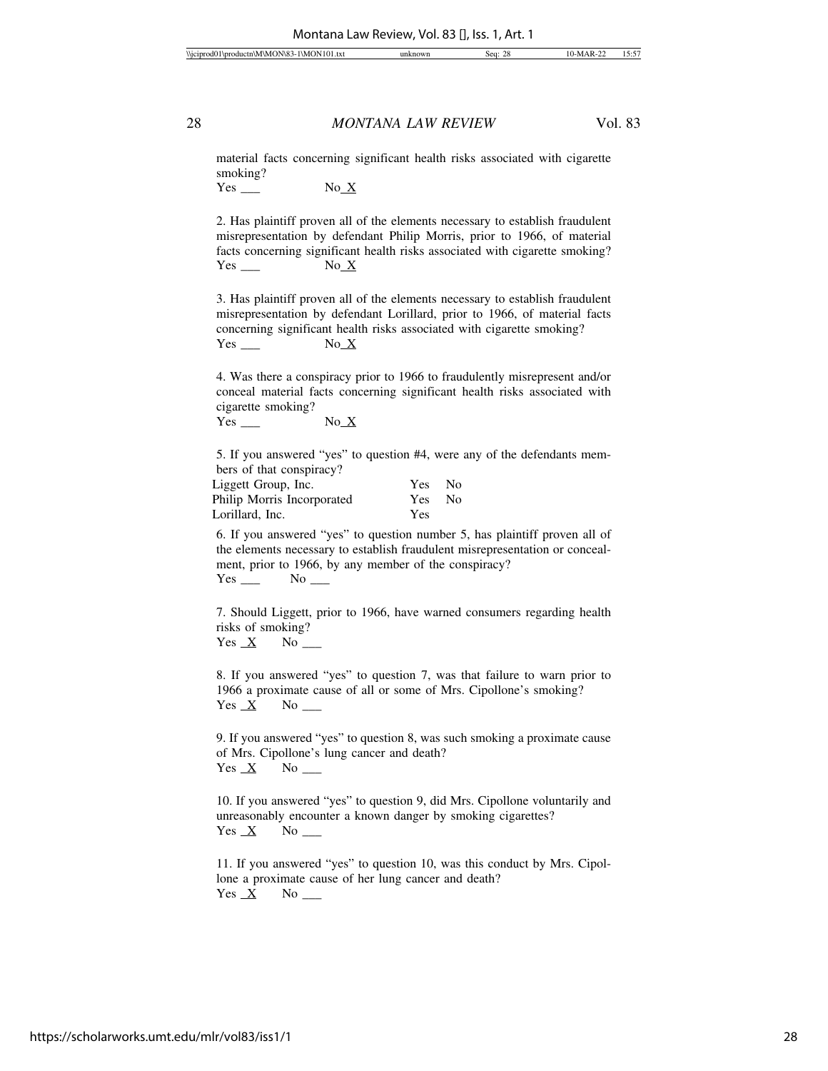material facts concerning significant health risks associated with cigarette smoking?
Yes ___ No _X_

2. Has plaintiff proven all of the elements necessary to establish fraudulent misrepresentation by defendant Philip Morris, prior to 1966, of material facts concerning significant health risks associated with cigarette smoking?
Yes ___ No _X_

3. Has plaintiff proven all of the elements necessary to establish fraudulent misrepresentation by defendant Lorillard, prior to 1966, of material facts concerning significant health risks associated with cigarette smoking?
Yes ___ No _X_

4. Was there a conspiracy prior to 1966 to fraudulently misrepresent and/or conceal material facts concerning significant health risks associated with cigarette smoking?
Yes ___ No _X_

5. If you answered "yes" to question #4, were any of the defendants members of that conspiracy?

| | | |
|---|---|---|
| Liggett Group, Inc. | Yes | No |
| Philip Morris Incorporated | Yes | No |
| Lorillard, Inc. | Yes | |

6. If you answered "yes" to question number 5, has plaintiff proven all of the elements necessary to establish fraudulent misrepresentation or concealment, prior to 1966, by any member of the conspiracy?
Yes ___ No ___

7. Should Liggett, prior to 1966, have warned consumers regarding health risks of smoking?
Yes _X_ No ___

8. If you answered "yes" to question 7, was that failure to warn prior to 1966 a proximate cause of all or some of Mrs. Cipollone's smoking?
Yes _X_ No ___

9. If you answered "yes" to question 8, was such smoking a proximate cause of Mrs. Cipollone's lung cancer and death?
Yes _X_ No ___

10. If you answered "yes" to question 9, did Mrs. Cipollone voluntarily and unreasonably encounter a known danger by smoking cigarettes?
Yes _X_ No ___

11. If you answered "yes" to question 10, was this conduct by Mrs. Cipollone a proximate cause of her lung cancer and death?
Yes _X_ No ___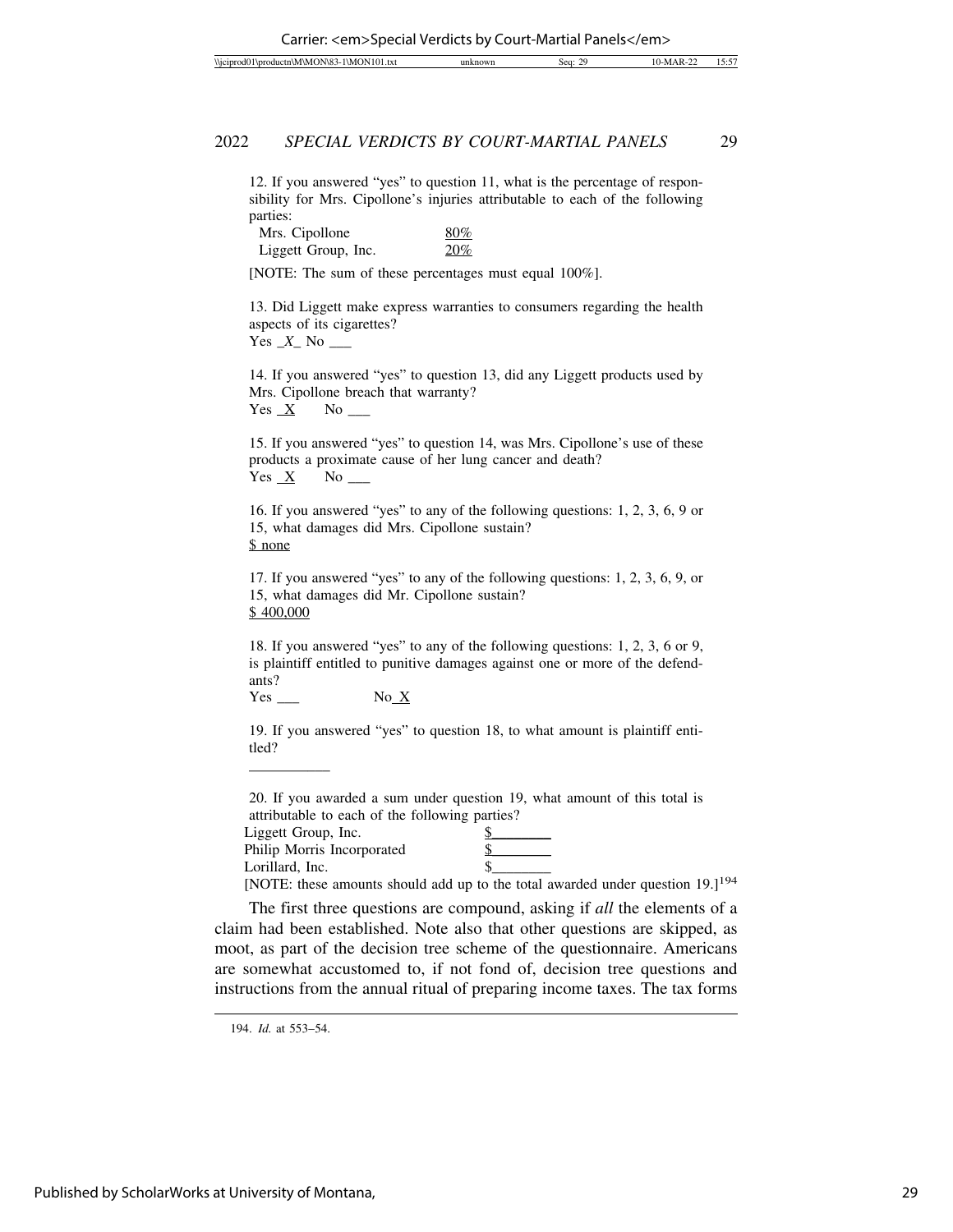12. If you answered "yes" to question 11, what is the percentage of responsibility for Mrs. Cipollone's injuries attributable to each of the following parties:

| | |
|---|---|
| Mrs. Cipollone | 80% |
| Liggett Group, Inc. | 20% |

[NOTE: The sum of these percentages must equal 100%].

13. Did Liggett make express warranties to consumers regarding the health aspects of its cigarettes?
Yes _X_ No ___

14. If you answered "yes" to question 13, did any Liggett products used by Mrs. Cipollone breach that warranty?
Yes _X_ No ___

15. If you answered "yes" to question 14, was Mrs. Cipollone's use of these products a proximate cause of her lung cancer and death?
Yes _X_ No ___

16. If you answered "yes" to any of the following questions: 1, 2, 3, 6, 9 or 15, what damages did Mrs. Cipollone sustain?
$ none

17. If you answered "yes" to any of the following questions: 1, 2, 3, 6, 9, or 15, what damages did Mr. Cipollone sustain?
$ 400,000

18. If you answered "yes" to any of the following questions: 1, 2, 3, 6 or 9, is plaintiff entitled to punitive damages against one or more of the defendants?
Yes ___ No _X_

19. If you answered "yes" to question 18, to what amount is plaintiff entitled?

___________

20. If you awarded a sum under question 19, what amount of this total is attributable to each of the following parties?

| | |
|---|---|
| Liggett Group, Inc. | $________ |
| Philip Morris Incorporated | $________ |
| Lorillard, Inc. | $________ |

[NOTE: these amounts should add up to the total awarded under question 19.][194]

The first three questions are compound, asking if *all* the elements of a claim had been established. Note also that other questions are skipped, as moot, as part of the decision tree scheme of the questionnaire. Americans are somewhat accustomed to, if not fond of, decision tree questions and instructions from the annual ritual of preparing income taxes. The tax forms

194. *Id.* at 553–54.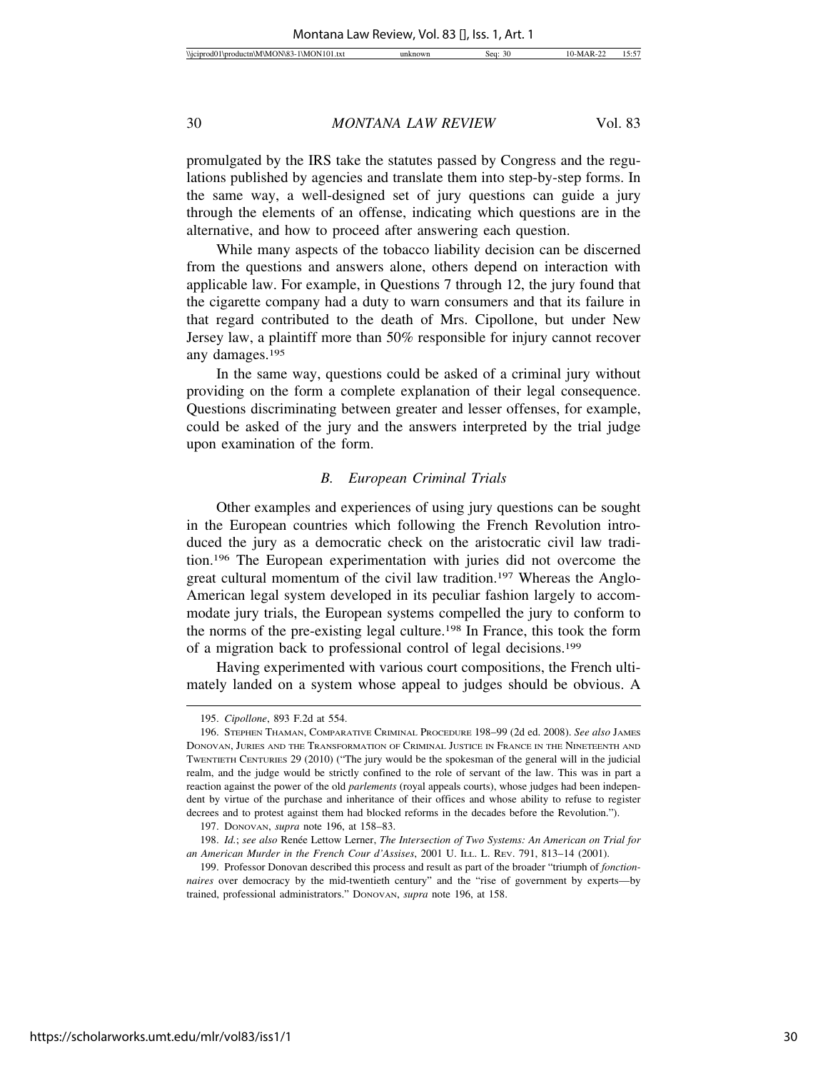promulgated by the IRS take the statutes passed by Congress and the regulations published by agencies and translate them into step-by-step forms. In the same way, a well-designed set of jury questions can guide a jury through the elements of an offense, indicating which questions are in the alternative, and how to proceed after answering each question.

While many aspects of the tobacco liability decision can be discerned from the questions and answers alone, others depend on interaction with applicable law. For example, in Questions 7 through 12, the jury found that the cigarette company had a duty to warn consumers and that its failure in that regard contributed to the death of Mrs. Cipollone, but under New Jersey law, a plaintiff more than 50% responsible for injury cannot recover any damages.[195]

In the same way, questions could be asked of a criminal jury without providing on the form a complete explanation of their legal consequence. Questions discriminating between greater and lesser offenses, for example, could be asked of the jury and the answers interpreted by the trial judge upon examination of the form.

### *B. European Criminal Trials*

Other examples and experiences of using jury questions can be sought in the European countries which following the French Revolution introduced the jury as a democratic check on the aristocratic civil law tradition.[196] The European experimentation with juries did not overcome the great cultural momentum of the civil law tradition.[197] Whereas the Anglo-American legal system developed in its peculiar fashion largely to accommodate jury trials, the European systems compelled the jury to conform to the norms of the pre-existing legal culture.[198] In France, this took the form of a migration back to professional control of legal decisions.[199]

Having experimented with various court compositions, the French ultimately landed on a system whose appeal to judges should be obvious. A

---

195. *Cipollone*, 893 F.2d at 554.

196. Stephen Thaman, Comparative Criminal Procedure 198–99 (2d ed. 2008). *See also* James Donovan, Juries and the Transformation of Criminal Justice in France in the Nineteenth and Twentieth Centuries 29 (2010) ("The jury would be the spokesman of the general will in the judicial realm, and the judge would be strictly confined to the role of servant of the law. This was in part a reaction against the power of the old *parlements* (royal appeals courts), whose judges had been independent by virtue of the purchase and inheritance of their offices and whose ability to refuse to register decrees and to protest against them had blocked reforms in the decades before the Revolution.").

197. Donovan, *supra* note 196, at 158–83.

198. *Id.*; *see also* Renée Lettow Lerner, *The Intersection of Two Systems: An American on Trial for an American Murder in the French Cour d'Assises*, 2001 U. Ill. L. Rev. 791, 813–14 (2001).

199. Professor Donovan described this process and result as part of the broader "triumph of *fonctionnaires* over democracy by the mid-twentieth century" and the "rise of government by experts—by trained, professional administrators." Donovan, *supra* note 196, at 158.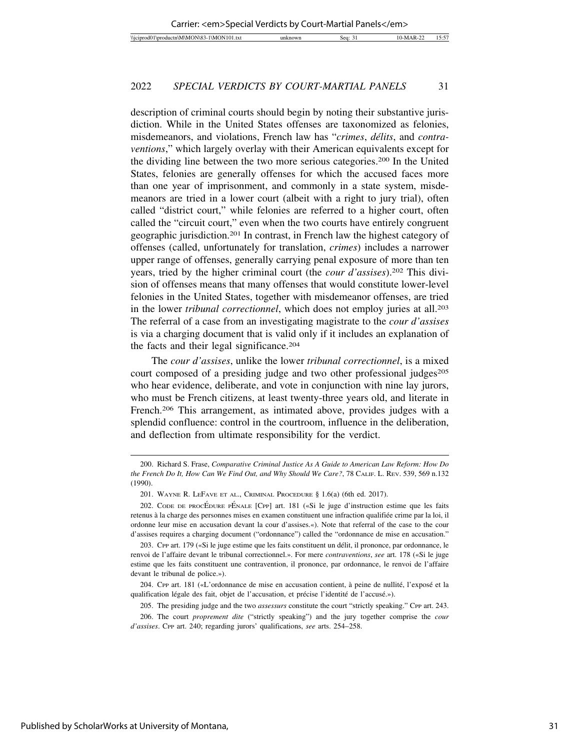description of criminal courts should begin by noting their substantive jurisdiction. While in the United States offenses are taxonomized as felonies, misdemeanors, and violations, French law has "*crimes*, *délits*, and *contraventions*," which largely overlay with their American equivalents except for the dividing line between the two more serious categories.[200] In the United States, felonies are generally offenses for which the accused faces more than one year of imprisonment, and commonly in a state system, misdemeanors are tried in a lower court (albeit with a right to jury trial), often called "district court," while felonies are referred to a higher court, often called the "circuit court," even when the two courts have entirely congruent geographic jurisdiction.[201] In contrast, in French law the highest category of offenses (called, unfortunately for translation, *crimes*) includes a narrower upper range of offenses, generally carrying penal exposure of more than ten years, tried by the higher criminal court (the *cour d'assises*).[202] This division of offenses means that many offenses that would constitute lower-level felonies in the United States, together with misdemeanor offenses, are tried in the lower *tribunal correctionnel*, which does not employ juries at all.[203] The referral of a case from an investigating magistrate to the *cour d'assises* is via a charging document that is valid only if it includes an explanation of the facts and their legal significance.[204]

The *cour d'assises*, unlike the lower *tribunal correctionnel*, is a mixed court composed of a presiding judge and two other professional judges[205] who hear evidence, deliberate, and vote in conjunction with nine lay jurors, who must be French citizens, at least twenty-three years old, and literate in French.[206] This arrangement, as intimated above, provides judges with a splendid confluence: control in the courtroom, influence in the deliberation, and deflection from ultimate responsibility for the verdict.

---

200. Richard S. Frase, *Comparative Criminal Justice As A Guide to American Law Reform: How Do the French Do It, How Can We Find Out, and Why Should We Care?*, 78 CALIF. L. REV. 539, 569 n.132 (1990).

201. WAYNE R. LEFAVE ET AL., CRIMINAL PROCEDURE § 1.6(a) (6th ed. 2017).

202. CODE DE PROCÉDURE PÉNALE [CPP] art. 181 («Si le juge d'instruction estime que les faits retenus à la charge des personnes mises en examen constituent une infraction qualifiée crime par la loi, il ordonne leur mise en accusation devant la cour d'assises.«). Note that referral of the case to the cour d'assises requires a charging document ("ordonnance") called the "ordonnance de mise en accusation."

203. CPP art. 179 («Si le juge estime que les faits constituent un délit, il prononce, par ordonnance, le renvoi de l'affaire devant le tribunal correctionnel.». For mere *contraventions*, *see* art. 178 («Si le juge estime que les faits constituent une contravention, il prononce, par ordonnance, le renvoi de l'affaire devant le tribunal de police.»).

204. CPP art. 181 («L'ordonnance de mise en accusation contient, à peine de nullité, l'exposé et la qualification légale des fait, objet de l'accusation, et précise l'identité de l'accusé.»).

205. The presiding judge and the two *assessurs* constitute the court "strictly speaking." CPP art. 243.

206. The court *proprement dite* ("strictly speaking") and the jury together comprise the *cour d'assises*. CPP art. 240; regarding jurors' qualifications, *see* arts. 254–258.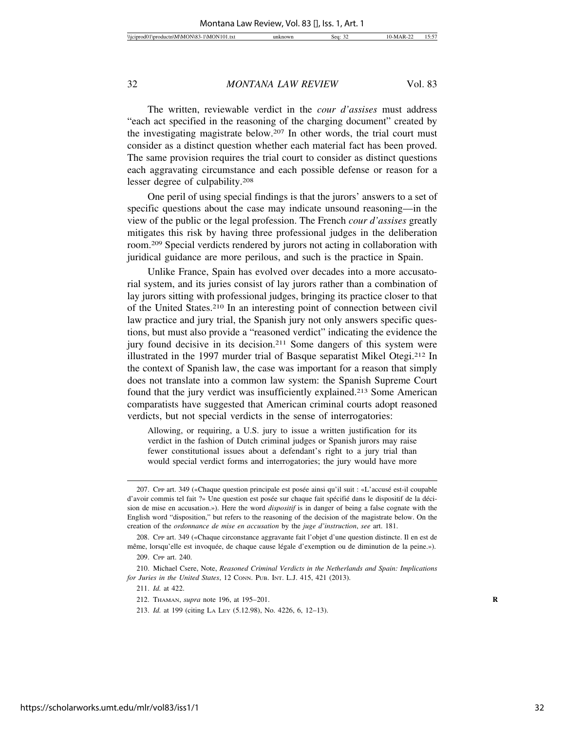The written, reviewable verdict in the *cour d'assises* must address "each act specified in the reasoning of the charging document" created by the investigating magistrate below.[207] In other words, the trial court must consider as a distinct question whether each material fact has been proved. The same provision requires the trial court to consider as distinct questions each aggravating circumstance and each possible defense or reason for a lesser degree of culpability.[208]

One peril of using special findings is that the jurors' answers to a set of specific questions about the case may indicate unsound reasoning—in the view of the public or the legal profession. The French *cour d'assises* greatly mitigates this risk by having three professional judges in the deliberation room.[209] Special verdicts rendered by jurors not acting in collaboration with juridical guidance are more perilous, and such is the practice in Spain.

Unlike France, Spain has evolved over decades into a more accusatorial system, and its juries consist of lay jurors rather than a combination of lay jurors sitting with professional judges, bringing its practice closer to that of the United States.[210] In an interesting point of connection between civil law practice and jury trial, the Spanish jury not only answers specific questions, but must also provide a "reasoned verdict" indicating the evidence the jury found decisive in its decision.[211] Some dangers of this system were illustrated in the 1997 murder trial of Basque separatist Mikel Otegi.[212] In the context of Spanish law, the case was important for a reason that simply does not translate into a common law system: the Spanish Supreme Court found that the jury verdict was insufficiently explained.[213] Some American comparatists have suggested that American criminal courts adopt reasoned verdicts, but not special verdicts in the sense of interrogatories:

> Allowing, or requiring, a U.S. jury to issue a written justification for its verdict in the fashion of Dutch criminal judges or Spanish jurors may raise fewer constitutional issues about a defendant's right to a jury trial than would special verdict forms and interrogatories; the jury would have more

---

207. CPP art. 349 («Chaque question principale est posée ainsi qu'il suit : «L'accusé est-il coupable d'avoir commis tel fait ?» Une question est posée sur chaque fait spécifié dans le dispositif de la décision de mise en accusation.»). Here the word *dispositif* is in danger of being a false cognate with the English word "disposition," but refers to the reasoning of the decision of the magistrate below. On the creation of the *ordonnance de mise en accusation* by the *juge d'instruction*, *see* art. 181.

208. CPP art. 349 («Chaque circonstance aggravante fait l'objet d'une question distincte. Il en est de même, lorsqu'elle est invoquée, de chaque cause légale d'exemption ou de diminution de la peine.»).

209. CPP art. 240.

210. Michael Csere, Note, *Reasoned Criminal Verdicts in the Netherlands and Spain: Implications for Juries in the United States*, 12 CONN. PUB. INT. L.J. 415, 421 (2013).

211. *Id.* at 422.

212. THAMAN, *supra* note 196, at 195–201.

213. *Id.* at 199 (citing LA LEY (5.12.98), No. 4226, 6, 12–13).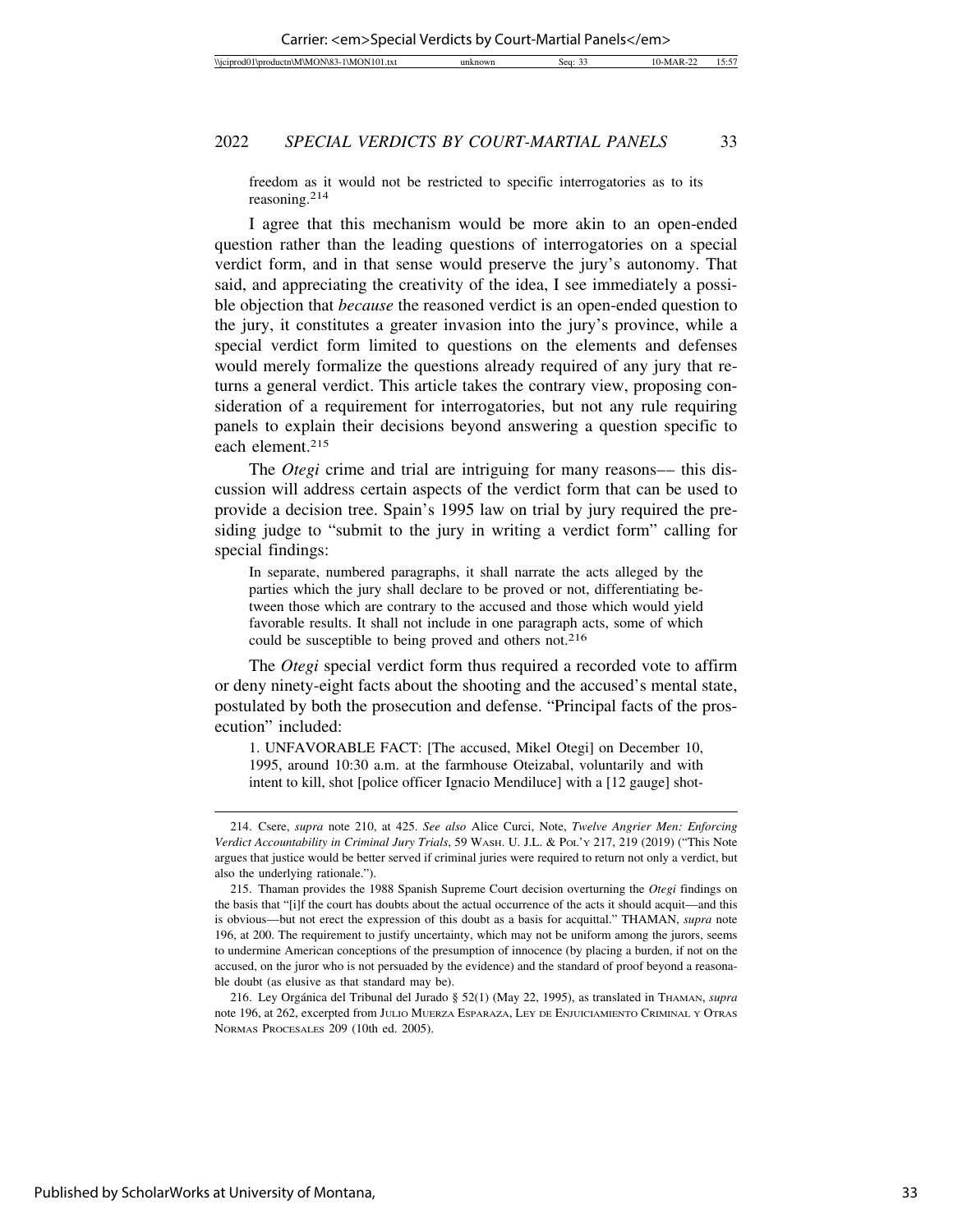freedom as it would not be restricted to specific interrogatories as to its reasoning.[214]

I agree that this mechanism would be more akin to an open-ended question rather than the leading questions of interrogatories on a special verdict form, and in that sense would preserve the jury's autonomy. That said, and appreciating the creativity of the idea, I see immediately a possible objection that *because* the reasoned verdict is an open-ended question to the jury, it constitutes a greater invasion into the jury's province, while a special verdict form limited to questions on the elements and defenses would merely formalize the questions already required of any jury that returns a general verdict. This article takes the contrary view, proposing consideration of a requirement for interrogatories, but not any rule requiring panels to explain their decisions beyond answering a question specific to each element.[215]

The *Otegi* crime and trial are intriguing for many reasons–– this discussion will address certain aspects of the verdict form that can be used to provide a decision tree. Spain's 1995 law on trial by jury required the presiding judge to "submit to the jury in writing a verdict form" calling for special findings:

> In separate, numbered paragraphs, it shall narrate the acts alleged by the parties which the jury shall declare to be proved or not, differentiating between those which are contrary to the accused and those which would yield favorable results. It shall not include in one paragraph acts, some of which could be susceptible to being proved and others not.[216]

The *Otegi* special verdict form thus required a recorded vote to affirm or deny ninety-eight facts about the shooting and the accused's mental state, postulated by both the prosecution and defense. "Principal facts of the prosecution" included:

> 1. UNFAVORABLE FACT: [The accused, Mikel Otegi] on December 10, 1995, around 10:30 a.m. at the farmhouse Oteizabal, voluntarily and with intent to kill, shot [police officer Ignacio Mendiluce] with a [12 gauge] shot-

---

214. Csere, *supra* note 210, at 425. *See also* Alice Curci, Note, *Twelve Angrier Men: Enforcing Verdict Accountability in Criminal Jury Trials*, 59 WASH. U. J.L. & POL'Y 217, 219 (2019) ("This Note argues that justice would be better served if criminal juries were required to return not only a verdict, but also the underlying rationale.").

215. Thaman provides the 1988 Spanish Supreme Court decision overturning the *Otegi* findings on the basis that "[i]f the court has doubts about the actual occurrence of the acts it should acquit—and this is obvious—but not erect the expression of this doubt as a basis for acquittal." THAMAN, *supra* note 196, at 200. The requirement to justify uncertainty, which may not be uniform among the jurors, seems to undermine American conceptions of the presumption of innocence (by placing a burden, if not on the accused, on the juror who is not persuaded by the evidence) and the standard of proof beyond a reasonable doubt (as elusive as that standard may be).

216. Ley Orgánica del Tribunal del Jurado § 52(1) (May 22, 1995), as translated in THAMAN, *supra* note 196, at 262, excerpted from JULIO MUERZA ESPARAZA, LEY DE ENJUICIAMIENTO CRIMINAL Y OTRAS NORMAS PROCESALES 209 (10th ed. 2005).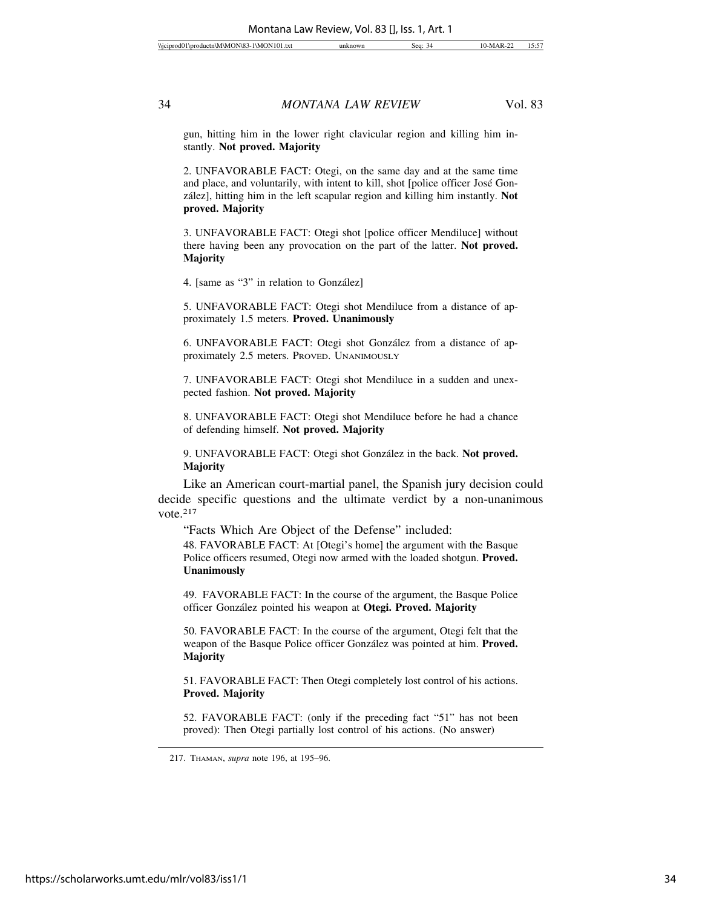gun, hitting him in the lower right clavicular region and killing him instantly. **Not proved. Majority**

2. UNFAVORABLE FACT: Otegi, on the same day and at the same time and place, and voluntarily, with intent to kill, shot [police officer José González], hitting him in the left scapular region and killing him instantly. **Not proved. Majority**

3. UNFAVORABLE FACT: Otegi shot [police officer Mendiluce] without there having been any provocation on the part of the latter. **Not proved. Majority**

4. [same as "3" in relation to González]

5. UNFAVORABLE FACT: Otegi shot Mendiluce from a distance of approximately 1.5 meters. **Proved. Unanimously**

6. UNFAVORABLE FACT: Otegi shot González from a distance of approximately 2.5 meters. PROVED. UNANIMOUSLY

7. UNFAVORABLE FACT: Otegi shot Mendiluce in a sudden and unexpected fashion. **Not proved. Majority**

8. UNFAVORABLE FACT: Otegi shot Mendiluce before he had a chance of defending himself. **Not proved. Majority**

9. UNFAVORABLE FACT: Otegi shot González in the back. **Not proved. Majority**

Like an American court-martial panel, the Spanish jury decision could decide specific questions and the ultimate verdict by a non-unanimous vote.[217]

"Facts Which Are Object of the Defense" included:

48. FAVORABLE FACT: At [Otegi's home] the argument with the Basque Police officers resumed, Otegi now armed with the loaded shotgun. **Proved. Unanimously**

49. FAVORABLE FACT: In the course of the argument, the Basque Police officer González pointed his weapon at **Otegi. Proved. Majority**

50. FAVORABLE FACT: In the course of the argument, Otegi felt that the weapon of the Basque Police officer González was pointed at him. **Proved. Majority**

51. FAVORABLE FACT: Then Otegi completely lost control of his actions. **Proved. Majority**

52. FAVORABLE FACT: (only if the preceding fact "51" has not been proved): Then Otegi partially lost control of his actions. (No answer)

---

217. THAMAN, *supra* note 196, at 195–96.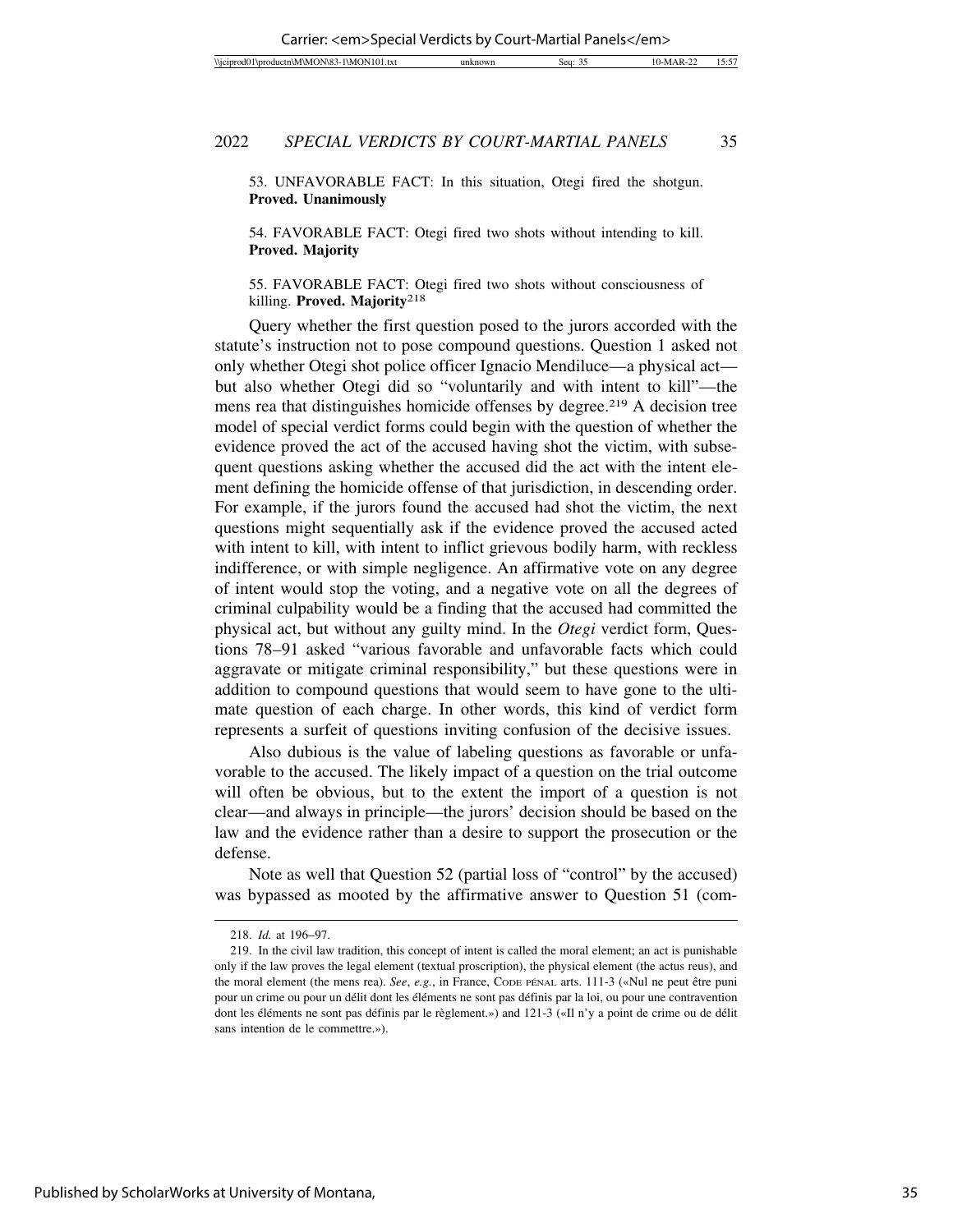53. UNFAVORABLE FACT: In this situation, Otegi fired the shotgun. **Proved. Unanimously**

54. FAVORABLE FACT: Otegi fired two shots without intending to kill. **Proved. Majority**

55. FAVORABLE FACT: Otegi fired two shots without consciousness of killing. **Proved. Majority**[218]

Query whether the first question posed to the jurors accorded with the statute's instruction not to pose compound questions. Question 1 asked not only whether Otegi shot police officer Ignacio Mendiluce—a physical act—but also whether Otegi did so "voluntarily and with intent to kill"—the mens rea that distinguishes homicide offenses by degree.[219] A decision tree model of special verdict forms could begin with the question of whether the evidence proved the act of the accused having shot the victim, with subsequent questions asking whether the accused did the act with the intent element defining the homicide offense of that jurisdiction, in descending order. For example, if the jurors found the accused had shot the victim, the next questions might sequentially ask if the evidence proved the accused acted with intent to kill, with intent to inflict grievous bodily harm, with reckless indifference, or with simple negligence. An affirmative vote on any degree of intent would stop the voting, and a negative vote on all the degrees of criminal culpability would be a finding that the accused had committed the physical act, but without any guilty mind. In the *Otegi* verdict form, Questions 78–91 asked "various favorable and unfavorable facts which could aggravate or mitigate criminal responsibility," but these questions were in addition to compound questions that would seem to have gone to the ultimate question of each charge. In other words, this kind of verdict form represents a surfeit of questions inviting confusion of the decisive issues.

Also dubious is the value of labeling questions as favorable or unfavorable to the accused. The likely impact of a question on the trial outcome will often be obvious, but to the extent the import of a question is not clear—and always in principle—the jurors' decision should be based on the law and the evidence rather than a desire to support the prosecution or the defense.

Note as well that Question 52 (partial loss of "control" by the accused) was bypassed as mooted by the affirmative answer to Question 51 (com-

---

218. *Id.* at 196–97.

219. In the civil law tradition, this concept of intent is called the moral element; an act is punishable only if the law proves the legal element (textual proscription), the physical element (the actus reus), and the moral element (the mens rea). *See*, *e.g.*, in France, CODE PÉNAL arts. 111-3 («Nul ne peut être puni pour un crime ou pour un délit dont les éléments ne sont pas définis par la loi, ou pour une contravention dont les éléments ne sont pas définis par le règlement.») and 121-3 («Il n'y a point de crime ou de délit sans intention de le commettre.»).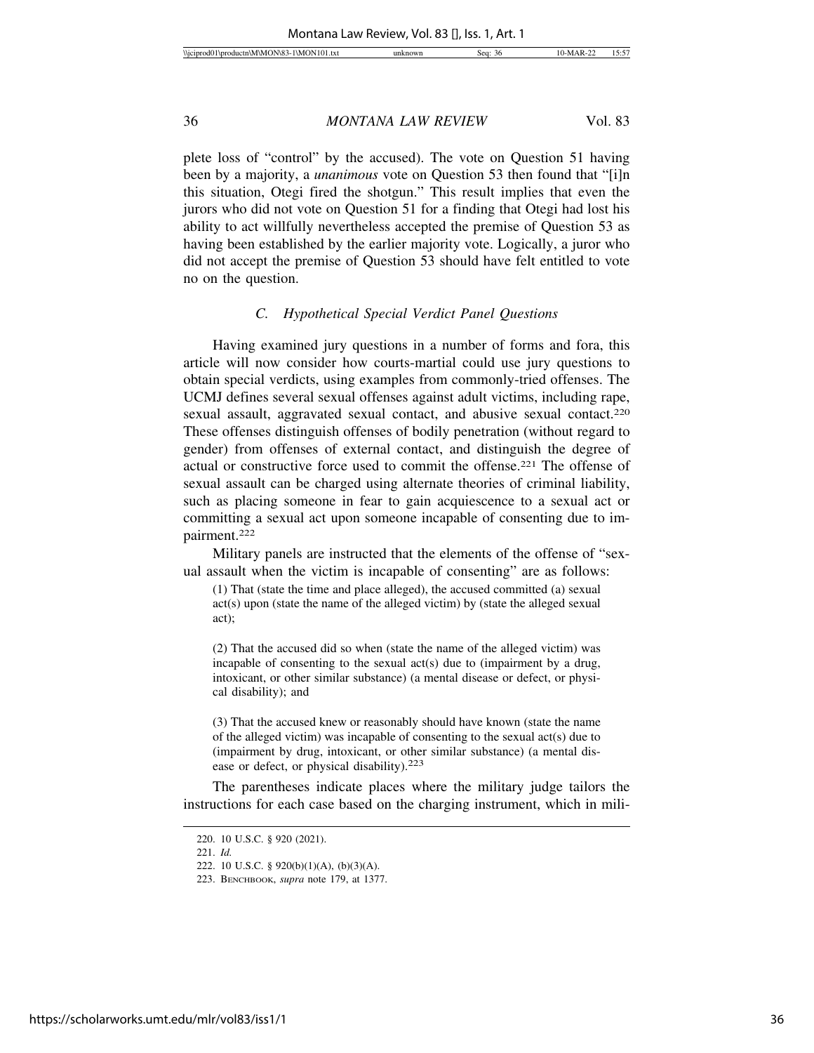plete loss of "control" by the accused). The vote on Question 51 having been by a majority, a *unanimous* vote on Question 53 then found that "[i]n this situation, Otegi fired the shotgun." This result implies that even the jurors who did not vote on Question 51 for a finding that Otegi had lost his ability to act willfully nevertheless accepted the premise of Question 53 as having been established by the earlier majority vote. Logically, a juror who did not accept the premise of Question 53 should have felt entitled to vote no on the question.

### *C. Hypothetical Special Verdict Panel Questions*

Having examined jury questions in a number of forms and fora, this article will now consider how courts-martial could use jury questions to obtain special verdicts, using examples from commonly-tried offenses. The UCMJ defines several sexual offenses against adult victims, including rape, sexual assault, aggravated sexual contact, and abusive sexual contact.[220] These offenses distinguish offenses of bodily penetration (without regard to gender) from offenses of external contact, and distinguish the degree of actual or constructive force used to commit the offense.[221] The offense of sexual assault can be charged using alternate theories of criminal liability, such as placing someone in fear to gain acquiescence to a sexual act or committing a sexual act upon someone incapable of consenting due to impairment.[222]

Military panels are instructed that the elements of the offense of "sexual assault when the victim is incapable of consenting" are as follows:

> (1) That (state the time and place alleged), the accused committed (a) sexual act(s) upon (state the name of the alleged victim) by (state the alleged sexual act);
>
> (2) That the accused did so when (state the name of the alleged victim) was incapable of consenting to the sexual act(s) due to (impairment by a drug, intoxicant, or other similar substance) (a mental disease or defect, or physical disability); and
>
> (3) That the accused knew or reasonably should have known (state the name of the alleged victim) was incapable of consenting to the sexual act(s) due to (impairment by drug, intoxicant, or other similar substance) (a mental disease or defect, or physical disability).[223]

The parentheses indicate places where the military judge tailors the instructions for each case based on the charging instrument, which in mili-

---

220. 10 U.S.C. § 920 (2021).

221. *Id.*

222. 10 U.S.C. § 920(b)(1)(A), (b)(3)(A).

223. BENCHBOOK, *supra* note 179, at 1377.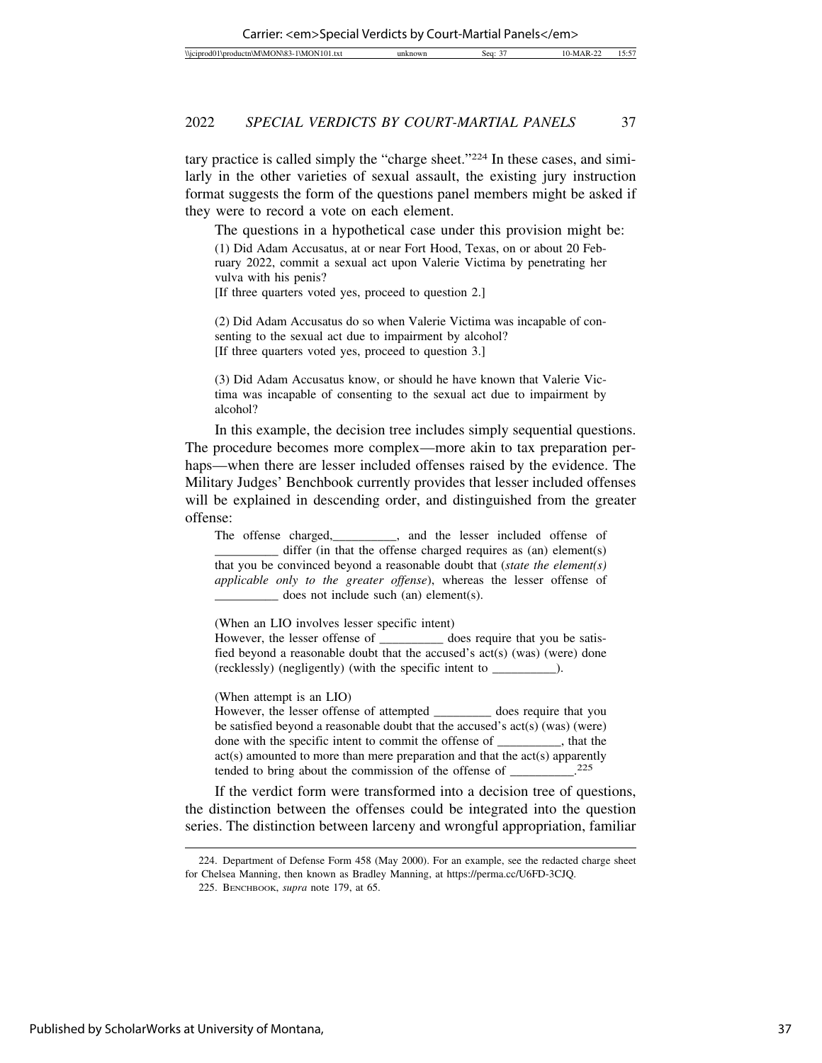tary practice is called simply the "charge sheet."[224] In these cases, and similarly in the other varieties of sexual assault, the existing jury instruction format suggests the form of the questions panel members might be asked if they were to record a vote on each element.

The questions in a hypothetical case under this provision might be:

> (1) Did Adam Accusatus, at or near Fort Hood, Texas, on or about 20 February 2022, commit a sexual act upon Valerie Victima by penetrating her vulva with his penis?
> [If three quarters voted yes, proceed to question 2.]
>
> (2) Did Adam Accusatus do so when Valerie Victima was incapable of consenting to the sexual act due to impairment by alcohol?
> [If three quarters voted yes, proceed to question 3.]
>
> (3) Did Adam Accusatus know, or should he have known that Valerie Victima was incapable of consenting to the sexual act due to impairment by alcohol?

In this example, the decision tree includes simply sequential questions. The procedure becomes more complex—more akin to tax preparation perhaps—when there are lesser included offenses raised by the evidence. The Military Judges' Benchbook currently provides that lesser included offenses will be explained in descending order, and distinguished from the greater offense:

> The offense charged,__________, and the lesser included offense of __________ differ (in that the offense charged requires as (an) element(s) that you be convinced beyond a reasonable doubt that (*state the element(s) applicable only to the greater offense*), whereas the lesser offense of __________ does not include such (an) element(s).
>
> (When an LIO involves lesser specific intent)
> However, the lesser offense of __________ does require that you be satisfied beyond a reasonable doubt that the accused's act(s) (was) (were) done (recklessly) (negligently) (with the specific intent to __________).
>
> (When attempt is an LIO)
> However, the lesser offense of attempted _________ does require that you be satisfied beyond a reasonable doubt that the accused's act(s) (was) (were) done with the specific intent to commit the offense of __________, that the act(s) amounted to more than mere preparation and that the act(s) apparently tended to bring about the commission of the offense of __________.[225]

If the verdict form were transformed into a decision tree of questions, the distinction between the offenses could be integrated into the question series. The distinction between larceny and wrongful appropriation, familiar

224. Department of Defense Form 458 (May 2000). For an example, see the redacted charge sheet for Chelsea Manning, then known as Bradley Manning, at https://perma.cc/U6FD-3CJQ.

225. BENCHBOOK, *supra* note 179, at 65.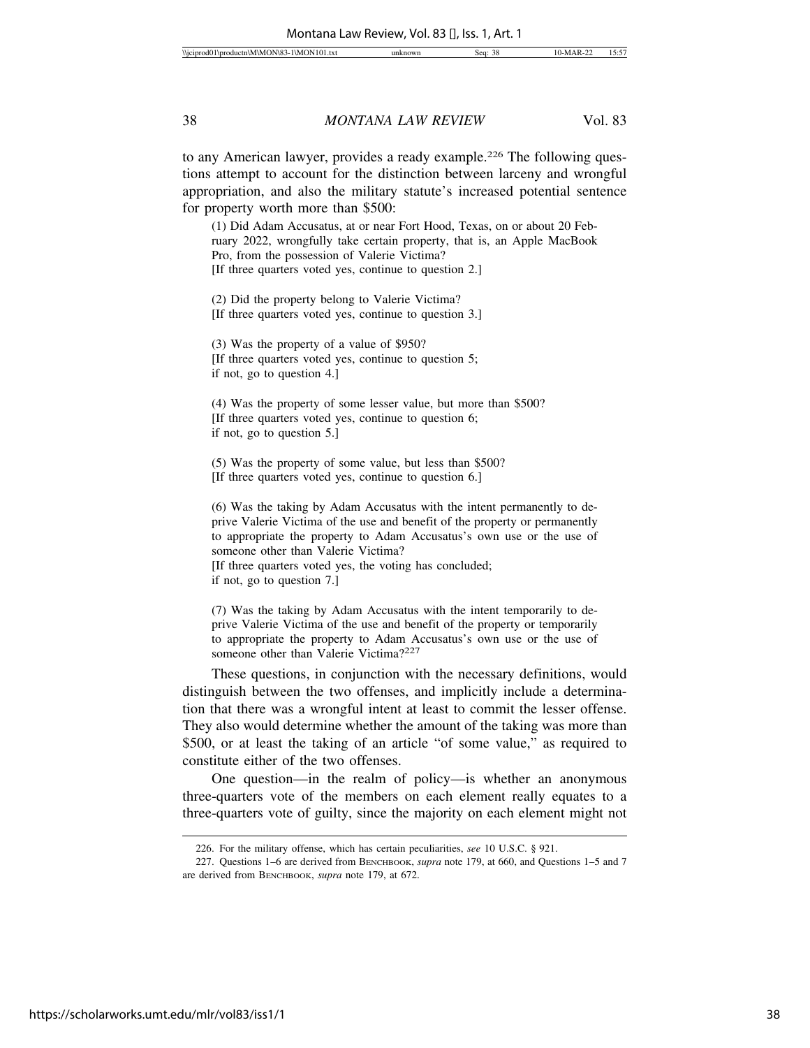to any American lawyer, provides a ready example.[226] The following questions attempt to account for the distinction between larceny and wrongful appropriation, and also the military statute's increased potential sentence for property worth more than $500:

> (1) Did Adam Accusatus, at or near Fort Hood, Texas, on or about 20 February 2022, wrongfully take certain property, that is, an Apple MacBook Pro, from the possession of Valerie Victima?
> [If three quarters voted yes, continue to question 2.]
>
> (2) Did the property belong to Valerie Victima?
> [If three quarters voted yes, continue to question 3.]
>
> (3) Was the property of a value of $950?
> [If three quarters voted yes, continue to question 5;
> if not, go to question 4.]
>
> (4) Was the property of some lesser value, but more than $500?
> [If three quarters voted yes, continue to question 6;
> if not, go to question 5.]
>
> (5) Was the property of some value, but less than $500?
> [If three quarters voted yes, continue to question 6.]
>
> (6) Was the taking by Adam Accusatus with the intent permanently to deprive Valerie Victima of the use and benefit of the property or permanently to appropriate the property to Adam Accusatus's own use or the use of someone other than Valerie Victima?
> [If three quarters voted yes, the voting has concluded;
> if not, go to question 7.]
>
> (7) Was the taking by Adam Accusatus with the intent temporarily to deprive Valerie Victima of the use and benefit of the property or temporarily to appropriate the property to Adam Accusatus's own use or the use of someone other than Valerie Victima?[227]

These questions, in conjunction with the necessary definitions, would distinguish between the two offenses, and implicitly include a determination that there was a wrongful intent at least to commit the lesser offense. They also would determine whether the amount of the taking was more than $500, or at least the taking of an article "of some value," as required to constitute either of the two offenses.

One question—in the realm of policy—is whether an anonymous three-quarters vote of the members on each element really equates to a three-quarters vote of guilty, since the majority on each element might not

226. For the military offense, which has certain peculiarities, *see* 10 U.S.C. § 921.

227. Questions 1–6 are derived from BENCHBOOK, *supra* note 179, at 660, and Questions 1–5 and 7 are derived from BENCHBOOK, *supra* note 179, at 672.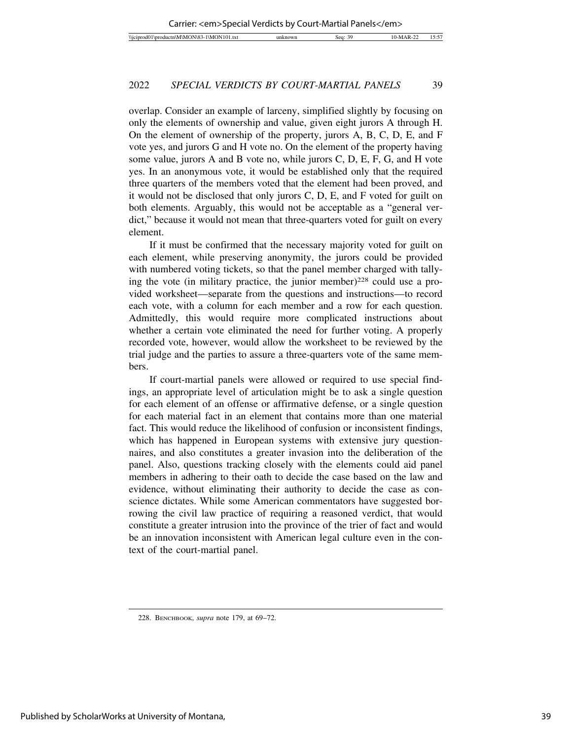overlap. Consider an example of larceny, simplified slightly by focusing on only the elements of ownership and value, given eight jurors A through H. On the element of ownership of the property, jurors A, B, C, D, E, and F vote yes, and jurors G and H vote no. On the element of the property having some value, jurors A and B vote no, while jurors C, D, E, F, G, and H vote yes. In an anonymous vote, it would be established only that the required three quarters of the members voted that the element had been proved, and it would not be disclosed that only jurors C, D, E, and F voted for guilt on both elements. Arguably, this would not be acceptable as a "general verdict," because it would not mean that three-quarters voted for guilt on every element.

If it must be confirmed that the necessary majority voted for guilt on each element, while preserving anonymity, the jurors could be provided with numbered voting tickets, so that the panel member charged with tallying the vote (in military practice, the junior member)[228] could use a provided worksheet—separate from the questions and instructions—to record each vote, with a column for each member and a row for each question. Admittedly, this would require more complicated instructions about whether a certain vote eliminated the need for further voting. A properly recorded vote, however, would allow the worksheet to be reviewed by the trial judge and the parties to assure a three-quarters vote of the same members.

If court-martial panels were allowed or required to use special findings, an appropriate level of articulation might be to ask a single question for each element of an offense or affirmative defense, or a single question for each material fact in an element that contains more than one material fact. This would reduce the likelihood of confusion or inconsistent findings, which has happened in European systems with extensive jury questionnaires, and also constitutes a greater invasion into the deliberation of the panel. Also, questions tracking closely with the elements could aid panel members in adhering to their oath to decide the case based on the law and evidence, without eliminating their authority to decide the case as conscience dictates. While some American commentators have suggested borrowing the civil law practice of requiring a reasoned verdict, that would constitute a greater intrusion into the province of the trier of fact and would be an innovation inconsistent with American legal culture even in the context of the court-martial panel.

228. BENCHBOOK, *supra* note 179, at 69–72.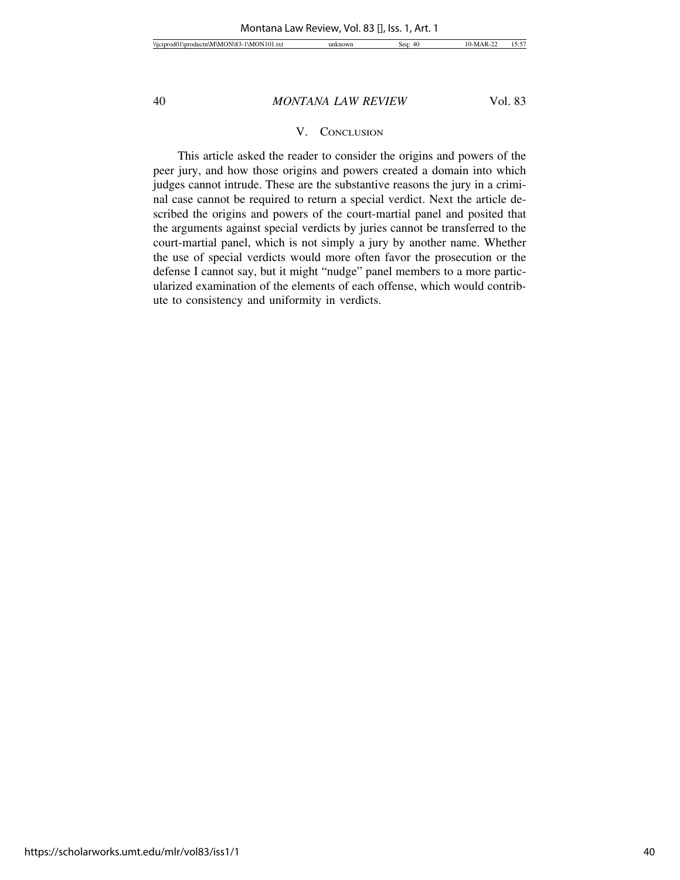## V. CONCLUSION

This article asked the reader to consider the origins and powers of the peer jury, and how those origins and powers created a domain into which judges cannot intrude. These are the substantive reasons the jury in a criminal case cannot be required to return a special verdict. Next the article described the origins and powers of the court-martial panel and posited that the arguments against special verdicts by juries cannot be transferred to the court-martial panel, which is not simply a jury by another name. Whether the use of special verdicts would more often favor the prosecution or the defense I cannot say, but it might "nudge" panel members to a more particularized examination of the elements of each offense, which would contribute to consistency and uniformity in verdicts.